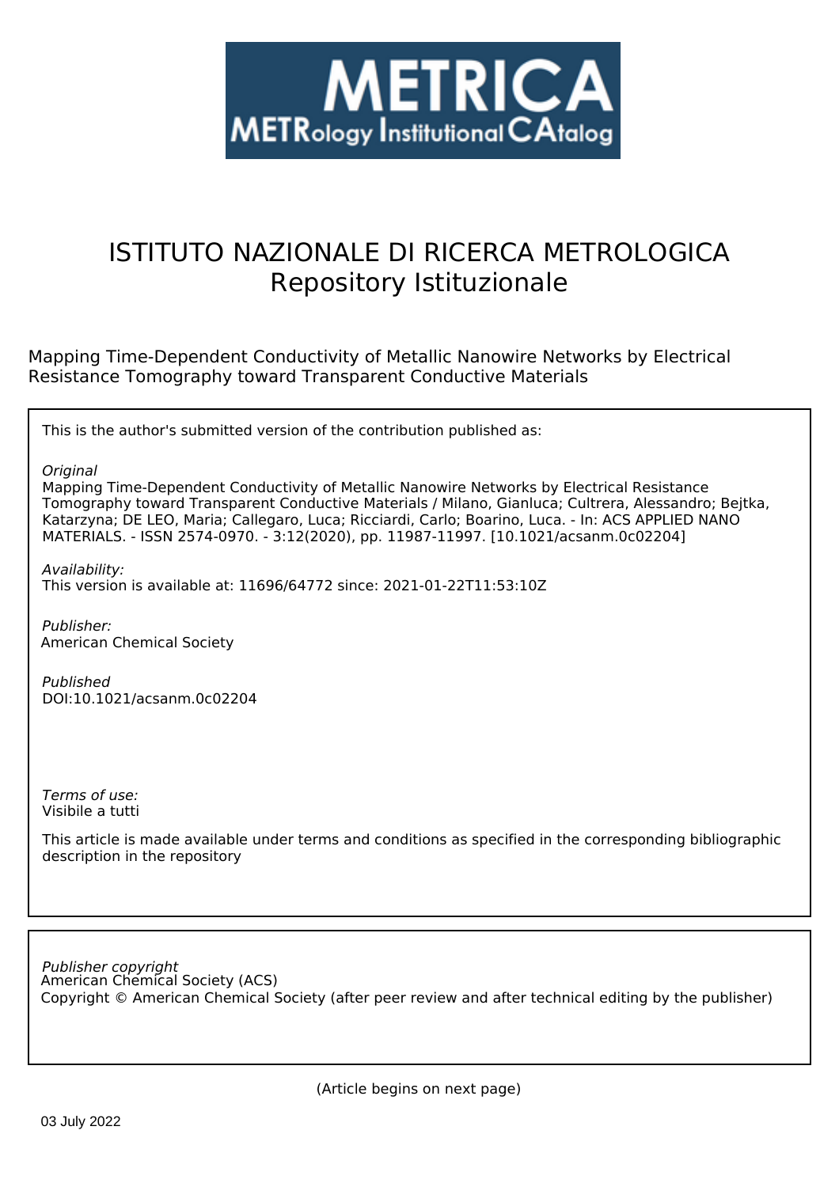METRICA

METRology Institutional CAtalog

# ISTITUTO NAZIONALE DI RICERCA METROLOGICA
## Repository Istituzionale

Mapping Time-Dependent Conductivity of Metallic Nanowire Networks by Electrical Resistance Tomography toward Transparent Conductive Materials

This is the author's submitted version of the contribution published as:

*Original*
Mapping Time-Dependent Conductivity of Metallic Nanowire Networks by Electrical Resistance Tomography toward Transparent Conductive Materials / Milano, Gianluca; Cultrera, Alessandro; Bejtka, Katarzyna; DE LEO, Maria; Callegaro, Luca; Ricciardi, Carlo; Boarino, Luca. - In: ACS APPLIED NANO MATERIALS. - ISSN 2574-0970. - 3:12(2020), pp. 11987-11997. [10.1021/acsanm.0c02204]

*Availability:*
This version is available at: 11696/64772 since: 2021-01-22T11:53:10Z

*Publisher:*
American Chemical Society

*Published*
DOI:10.1021/acsanm.0c02204

*Terms of use:*
Visibile a tutti

This article is made available under terms and conditions as specified in the corresponding bibliographic description in the repository

*Publisher copyright*
American Chemical Society (ACS)
Copyright © American Chemical Society (after peer review and after technical editing by the publisher)

(Article begins on next page)

03 July 2022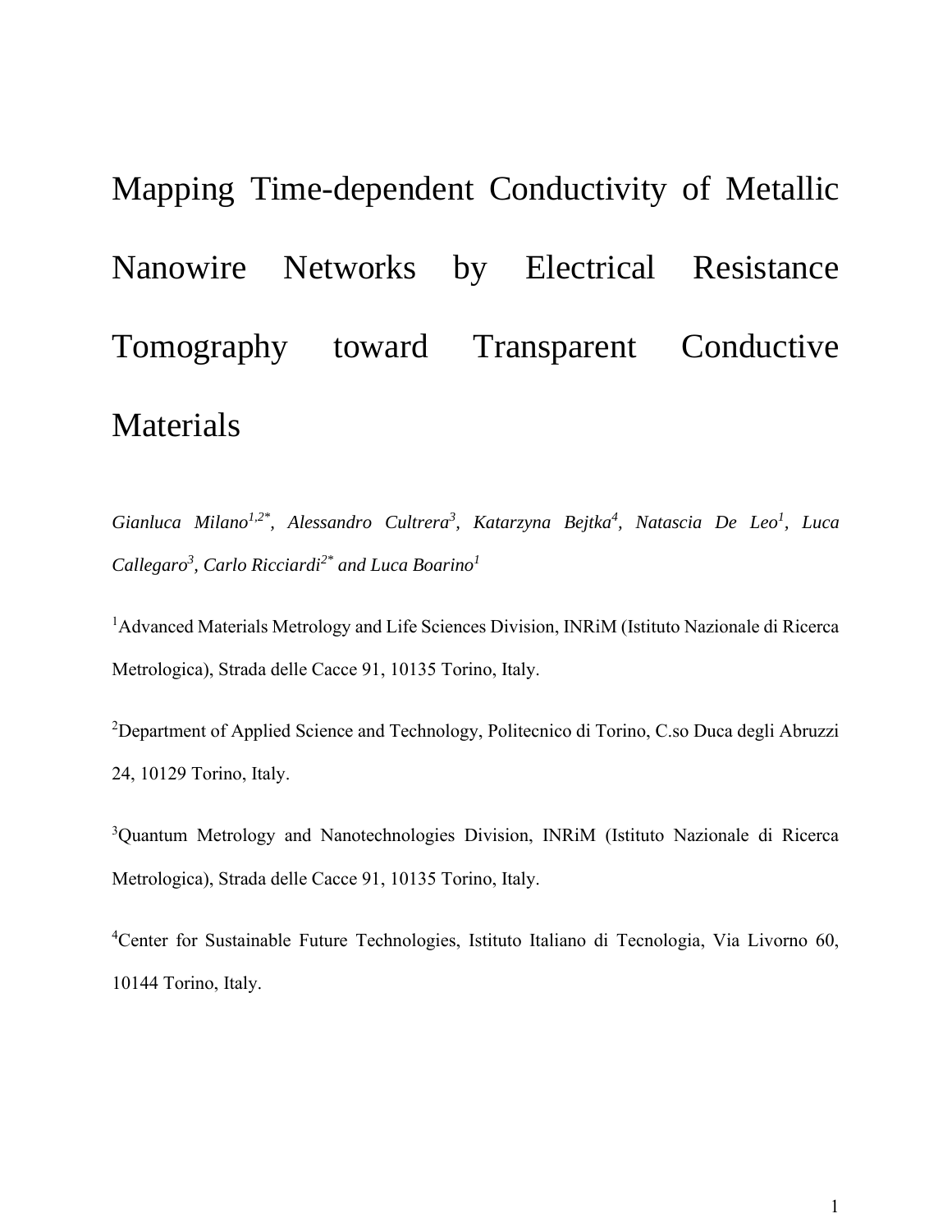# Mapping Time-dependent Conductivity of Metallic Nanowire Networks by Electrical Resistance Tomography toward Transparent Conductive Materials

*Gianluca Milano[1,2*], Alessandro Cultrera[3], Katarzyna Bejtka[4], Natascia De Leo[1], Luca Callegaro[3], Carlo Ricciardi[2*] and Luca Boarino[1]*

[1]Advanced Materials Metrology and Life Sciences Division, INRiM (Istituto Nazionale di Ricerca Metrologica), Strada delle Cacce 91, 10135 Torino, Italy.

[2]Department of Applied Science and Technology, Politecnico di Torino, C.so Duca degli Abruzzi 24, 10129 Torino, Italy.

[3]Quantum Metrology and Nanotechnologies Division, INRiM (Istituto Nazionale di Ricerca Metrologica), Strada delle Cacce 91, 10135 Torino, Italy.

[4]Center for Sustainable Future Technologies, Istituto Italiano di Tecnologia, Via Livorno 60, 10144 Torino, Italy.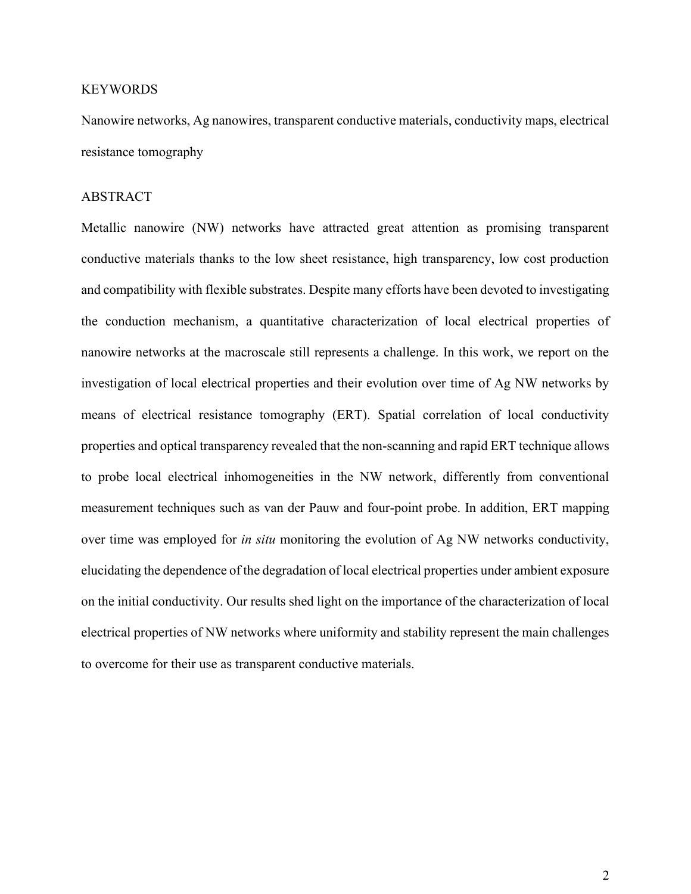## KEYWORDS

Nanowire networks, Ag nanowires, transparent conductive materials, conductivity maps, electrical resistance tomography

## ABSTRACT

Metallic nanowire (NW) networks have attracted great attention as promising transparent conductive materials thanks to the low sheet resistance, high transparency, low cost production and compatibility with flexible substrates. Despite many efforts have been devoted to investigating the conduction mechanism, a quantitative characterization of local electrical properties of nanowire networks at the macroscale still represents a challenge. In this work, we report on the investigation of local electrical properties and their evolution over time of Ag NW networks by means of electrical resistance tomography (ERT). Spatial correlation of local conductivity properties and optical transparency revealed that the non-scanning and rapid ERT technique allows to probe local electrical inhomogeneities in the NW network, differently from conventional measurement techniques such as van der Pauw and four-point probe. In addition, ERT mapping over time was employed for *in situ* monitoring the evolution of Ag NW networks conductivity, elucidating the dependence of the degradation of local electrical properties under ambient exposure on the initial conductivity. Our results shed light on the importance of the characterization of local electrical properties of NW networks where uniformity and stability represent the main challenges to overcome for their use as transparent conductive materials.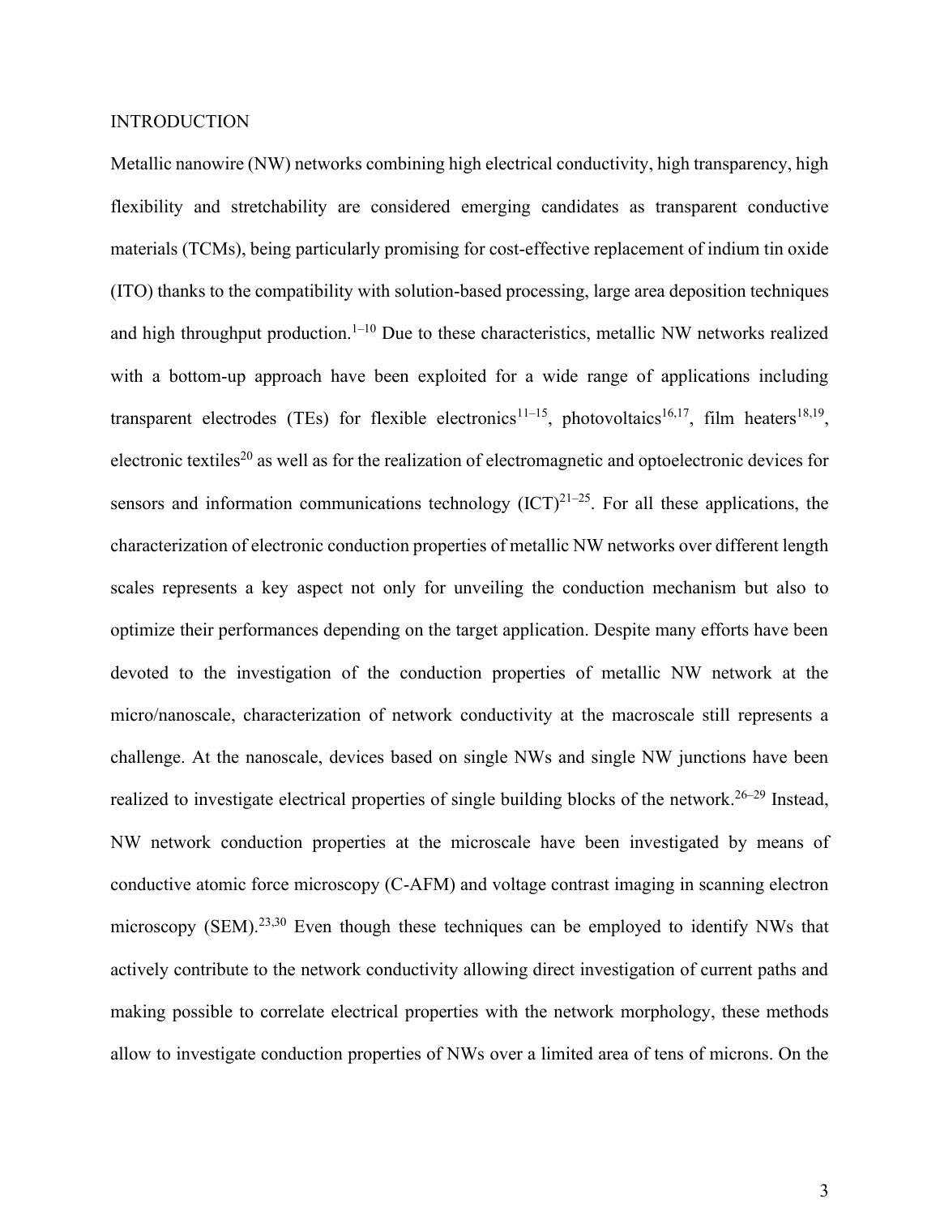## INTRODUCTION

Metallic nanowire (NW) networks combining high electrical conductivity, high transparency, high flexibility and stretchability are considered emerging candidates as transparent conductive materials (TCMs), being particularly promising for cost-effective replacement of indium tin oxide (ITO) thanks to the compatibility with solution-based processing, large area deposition techniques and high throughput production.[1–10] Due to these characteristics, metallic NW networks realized with a bottom-up approach have been exploited for a wide range of applications including transparent electrodes (TEs) for flexible electronics[11–15], photovoltaics[16,17], film heaters[18,19], electronic textiles[20] as well as for the realization of electromagnetic and optoelectronic devices for sensors and information communications technology (ICT)[21–25]. For all these applications, the characterization of electronic conduction properties of metallic NW networks over different length scales represents a key aspect not only for unveiling the conduction mechanism but also to optimize their performances depending on the target application. Despite many efforts have been devoted to the investigation of the conduction properties of metallic NW network at the micro/nanoscale, characterization of network conductivity at the macroscale still represents a challenge. At the nanoscale, devices based on single NWs and single NW junctions have been realized to investigate electrical properties of single building blocks of the network.[26–29] Instead, NW network conduction properties at the microscale have been investigated by means of conductive atomic force microscopy (C-AFM) and voltage contrast imaging in scanning electron microscopy (SEM).[23,30] Even though these techniques can be employed to identify NWs that actively contribute to the network conductivity allowing direct investigation of current paths and making possible to correlate electrical properties with the network morphology, these methods allow to investigate conduction properties of NWs over a limited area of tens of microns. On the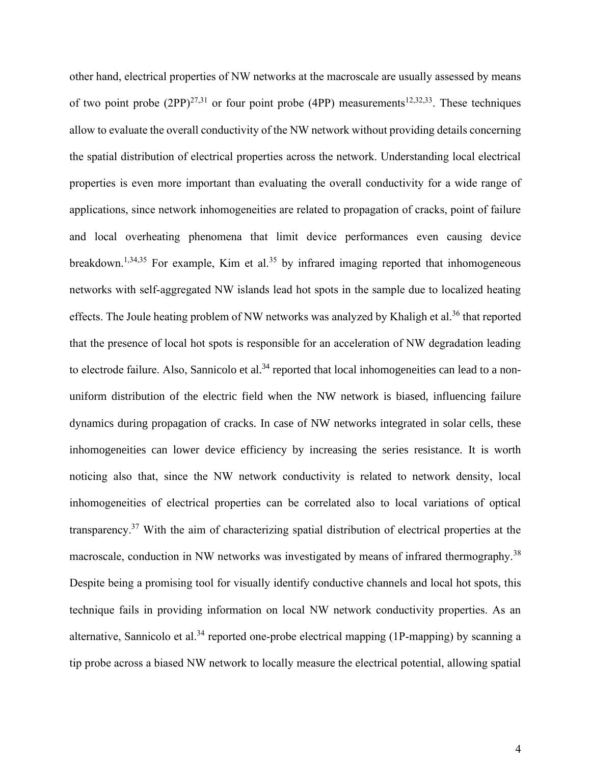other hand, electrical properties of NW networks at the macroscale are usually assessed by means of two point probe (2PP)[27,31] or four point probe (4PP) measurements[12,32,33]. These techniques allow to evaluate the overall conductivity of the NW network without providing details concerning the spatial distribution of electrical properties across the network. Understanding local electrical properties is even more important than evaluating the overall conductivity for a wide range of applications, since network inhomogeneities are related to propagation of cracks, point of failure and local overheating phenomena that limit device performances even causing device breakdown.[1,34,35] For example, Kim et al.[35] by infrared imaging reported that inhomogeneous networks with self-aggregated NW islands lead hot spots in the sample due to localized heating effects. The Joule heating problem of NW networks was analyzed by Khaligh et al.[36] that reported that the presence of local hot spots is responsible for an acceleration of NW degradation leading to electrode failure. Also, Sannicolo et al.[34] reported that local inhomogeneities can lead to a non-uniform distribution of the electric field when the NW network is biased, influencing failure dynamics during propagation of cracks. In case of NW networks integrated in solar cells, these inhomogeneities can lower device efficiency by increasing the series resistance. It is worth noticing also that, since the NW network conductivity is related to network density, local inhomogeneities of electrical properties can be correlated also to local variations of optical transparency.[37] With the aim of characterizing spatial distribution of electrical properties at the macroscale, conduction in NW networks was investigated by means of infrared thermography.[38] Despite being a promising tool for visually identify conductive channels and local hot spots, this technique fails in providing information on local NW network conductivity properties. As an alternative, Sannicolo et al.[34] reported one-probe electrical mapping (1P-mapping) by scanning a tip probe across a biased NW network to locally measure the electrical potential, allowing spatial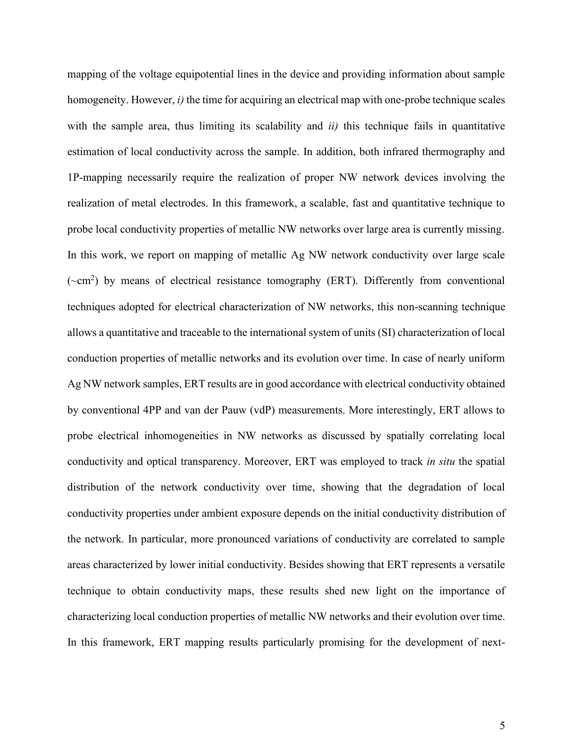mapping of the voltage equipotential lines in the device and providing information about sample homogeneity. However, *i)* the time for acquiring an electrical map with one-probe technique scales with the sample area, thus limiting its scalability and *ii)* this technique fails in quantitative estimation of local conductivity across the sample. In addition, both infrared thermography and 1P-mapping necessarily require the realization of proper NW network devices involving the realization of metal electrodes. In this framework, a scalable, fast and quantitative technique to probe local conductivity properties of metallic NW networks over large area is currently missing. In this work, we report on mapping of metallic Ag NW network conductivity over large scale (~cm$^2$) by means of electrical resistance tomography (ERT). Differently from conventional techniques adopted for electrical characterization of NW networks, this non-scanning technique allows a quantitative and traceable to the international system of units (SI) characterization of local conduction properties of metallic networks and its evolution over time. In case of nearly uniform Ag NW network samples, ERT results are in good accordance with electrical conductivity obtained by conventional 4PP and van der Pauw (vdP) measurements. More interestingly, ERT allows to probe electrical inhomogeneities in NW networks as discussed by spatially correlating local conductivity and optical transparency. Moreover, ERT was employed to track *in situ* the spatial distribution of the network conductivity over time, showing that the degradation of local conductivity properties under ambient exposure depends on the initial conductivity distribution of the network. In particular, more pronounced variations of conductivity are correlated to sample areas characterized by lower initial conductivity. Besides showing that ERT represents a versatile technique to obtain conductivity maps, these results shed new light on the importance of characterizing local conduction properties of metallic NW networks and their evolution over time. In this framework, ERT mapping results particularly promising for the development of next-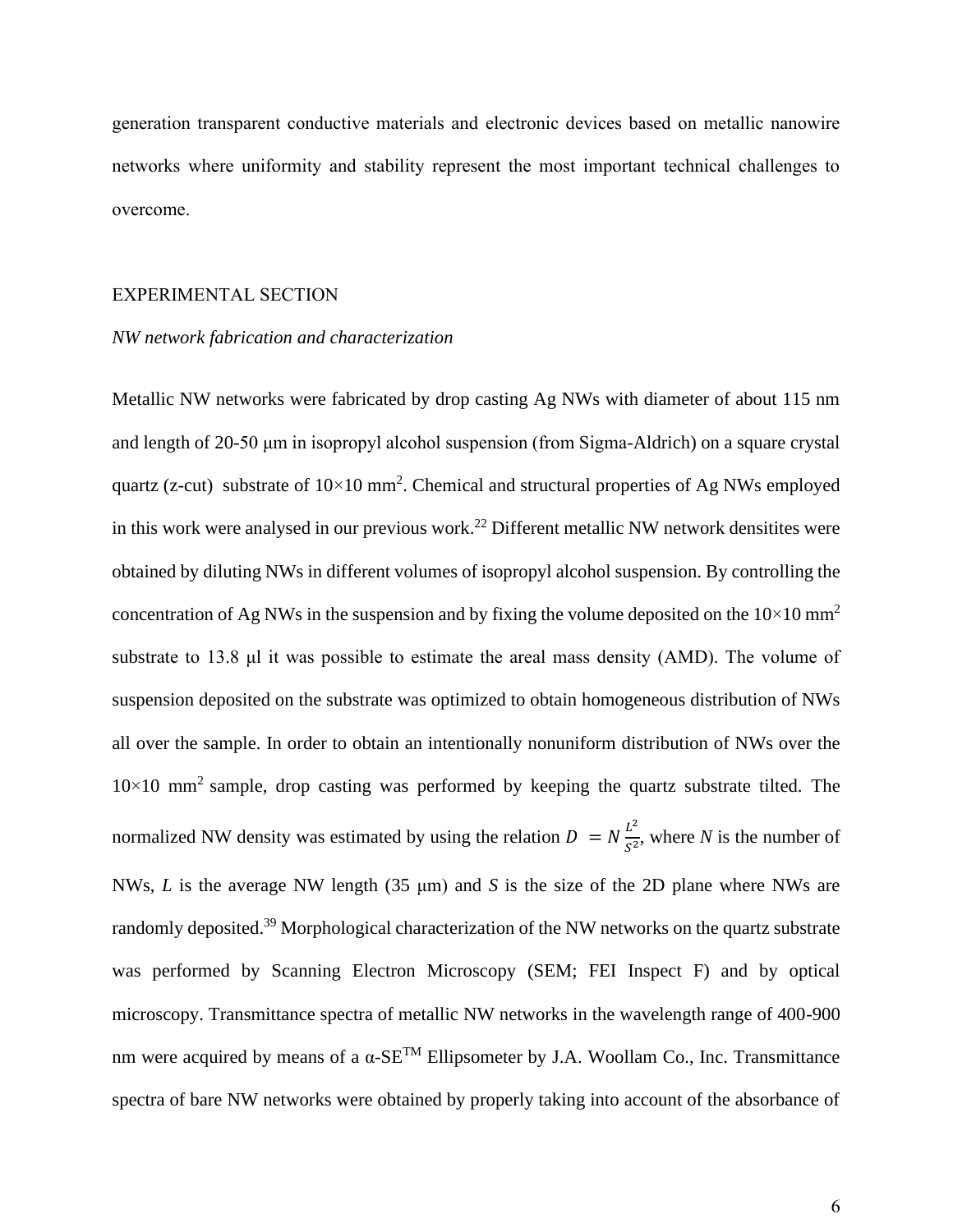generation transparent conductive materials and electronic devices based on metallic nanowire networks where uniformity and stability represent the most important technical challenges to overcome.

## EXPERIMENTAL SECTION

### *NW network fabrication and characterization*

Metallic NW networks were fabricated by drop casting Ag NWs with diameter of about 115 nm and length of 20-50 μm in isopropyl alcohol suspension (from Sigma-Aldrich) on a square crystal quartz (z-cut) substrate of 10×10 $mm^2$. Chemical and structural properties of Ag NWs employed in this work were analysed in our previous work.[22] Different metallic NW network densitites were obtained by diluting NWs in different volumes of isopropyl alcohol suspension. By controlling the concentration of Ag NWs in the suspension and by fixing the volume deposited on the 10×10 $mm^2$ substrate to 13.8 μl it was possible to estimate the areal mass density (AMD). The volume of suspension deposited on the substrate was optimized to obtain homogeneous distribution of NWs all over the sample. In order to obtain an intentionally nonuniform distribution of NWs over the 10×10 $mm^2$ sample, drop casting was performed by keeping the quartz substrate tilted. The normalized NW density was estimated by using the relation $D = N\frac{L^2}{S^2}$, where $N$ is the number of NWs, $L$ is the average NW length (35 μm) and $S$ is the size of the 2D plane where NWs are randomly deposited.[39] Morphological characterization of the NW networks on the quartz substrate was performed by Scanning Electron Microscopy (SEM; FEI Inspect F) and by optical microscopy. Transmittance spectra of metallic NW networks in the wavelength range of 400-900 nm were acquired by means of a α-SE™ Ellipsometer by J.A. Woollam Co., Inc. Transmittance spectra of bare NW networks were obtained by properly taking into account of the absorbance of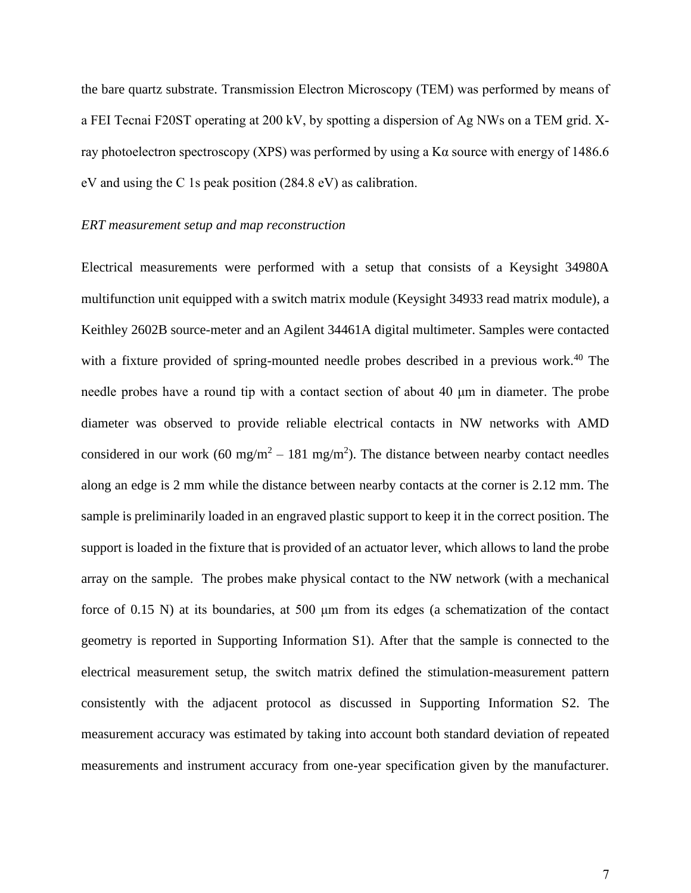the bare quartz substrate. Transmission Electron Microscopy (TEM) was performed by means of a FEI Tecnai F20ST operating at 200 kV, by spotting a dispersion of Ag NWs on a TEM grid. X-ray photoelectron spectroscopy (XPS) was performed by using a Kα source with energy of 1486.6 eV and using the C 1s peak position (284.8 eV) as calibration.

*ERT measurement setup and map reconstruction*

Electrical measurements were performed with a setup that consists of a Keysight 34980A multifunction unit equipped with a switch matrix module (Keysight 34933 read matrix module), a Keithley 2602B source-meter and an Agilent 34461A digital multimeter. Samples were contacted with a fixture provided of spring-mounted needle probes described in a previous work.[40] The needle probes have a round tip with a contact section of about 40 μm in diameter. The probe diameter was observed to provide reliable electrical contacts in NW networks with AMD considered in our work (60 mg/m$^2$ – 181 mg/m$^2$). The distance between nearby contact needles along an edge is 2 mm while the distance between nearby contacts at the corner is 2.12 mm. The sample is preliminarily loaded in an engraved plastic support to keep it in the correct position. The support is loaded in the fixture that is provided of an actuator lever, which allows to land the probe array on the sample. The probes make physical contact to the NW network (with a mechanical force of 0.15 N) at its boundaries, at 500 μm from its edges (a schematization of the contact geometry is reported in Supporting Information S1). After that the sample is connected to the electrical measurement setup, the switch matrix defined the stimulation-measurement pattern consistently with the adjacent protocol as discussed in Supporting Information S2. The measurement accuracy was estimated by taking into account both standard deviation of repeated measurements and instrument accuracy from one-year specification given by the manufacturer.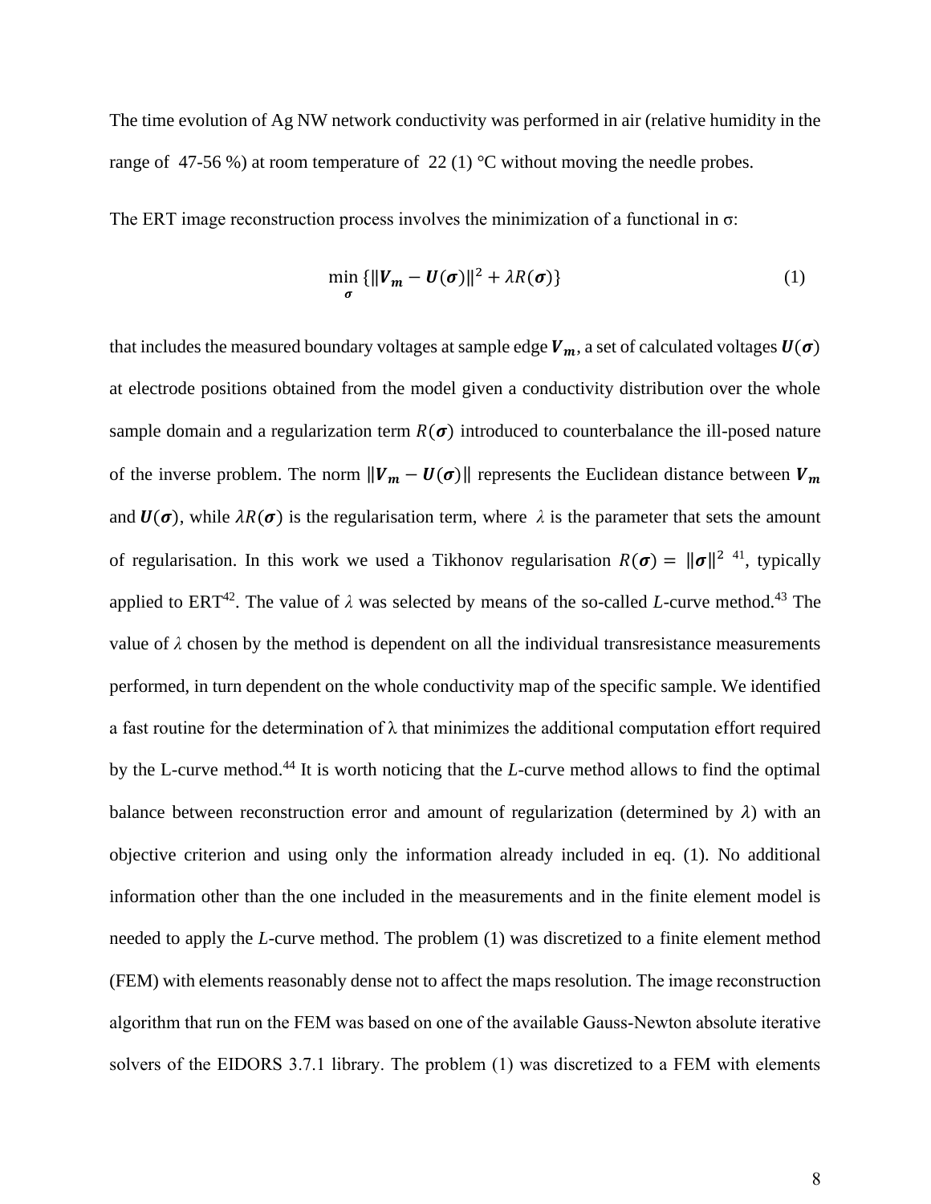The time evolution of Ag NW network conductivity was performed in air (relative humidity in the range of 47-56 %) at room temperature of 22 (1) °C without moving the needle probes.

The ERT image reconstruction process involves the minimization of a functional in σ:

$$\min_{\boldsymbol{\sigma}} \{\|\boldsymbol{V_m} - \boldsymbol{U}(\boldsymbol{\sigma})\|^2 + \lambda R(\boldsymbol{\sigma})\} \tag{1}$$

that includes the measured boundary voltages at sample edge $\boldsymbol{V_m}$, a set of calculated voltages $\boldsymbol{U}(\boldsymbol{\sigma})$ at electrode positions obtained from the model given a conductivity distribution over the whole sample domain and a regularization term $R(\boldsymbol{\sigma})$ introduced to counterbalance the ill-posed nature of the inverse problem. The norm $\|\boldsymbol{V_m} - \boldsymbol{U}(\boldsymbol{\sigma})\|$ represents the Euclidean distance between $\boldsymbol{V_m}$ and $\boldsymbol{U}(\boldsymbol{\sigma})$, while $\lambda R(\boldsymbol{\sigma})$ is the regularisation term, where $\lambda$ is the parameter that sets the amount of regularisation. In this work we used a Tikhonov regularisation $R(\boldsymbol{\sigma}) = \|\boldsymbol{\sigma}\|^2$ [41], typically applied to ERT[42]. The value of $\lambda$ was selected by means of the so-called *L*-curve method.[43] The value of $\lambda$ chosen by the method is dependent on all the individual transresistance measurements performed, in turn dependent on the whole conductivity map of the specific sample. We identified a fast routine for the determination of λ that minimizes the additional computation effort required by the L-curve method.[44] It is worth noticing that the *L*-curve method allows to find the optimal balance between reconstruction error and amount of regularization (determined by $\lambda$) with an objective criterion and using only the information already included in eq. (1). No additional information other than the one included in the measurements and in the finite element model is needed to apply the *L*-curve method. The problem (1) was discretized to a finite element method (FEM) with elements reasonably dense not to affect the maps resolution. The image reconstruction algorithm that run on the FEM was based on one of the available Gauss-Newton absolute iterative solvers of the EIDORS 3.7.1 library. The problem (1) was discretized to a FEM with elements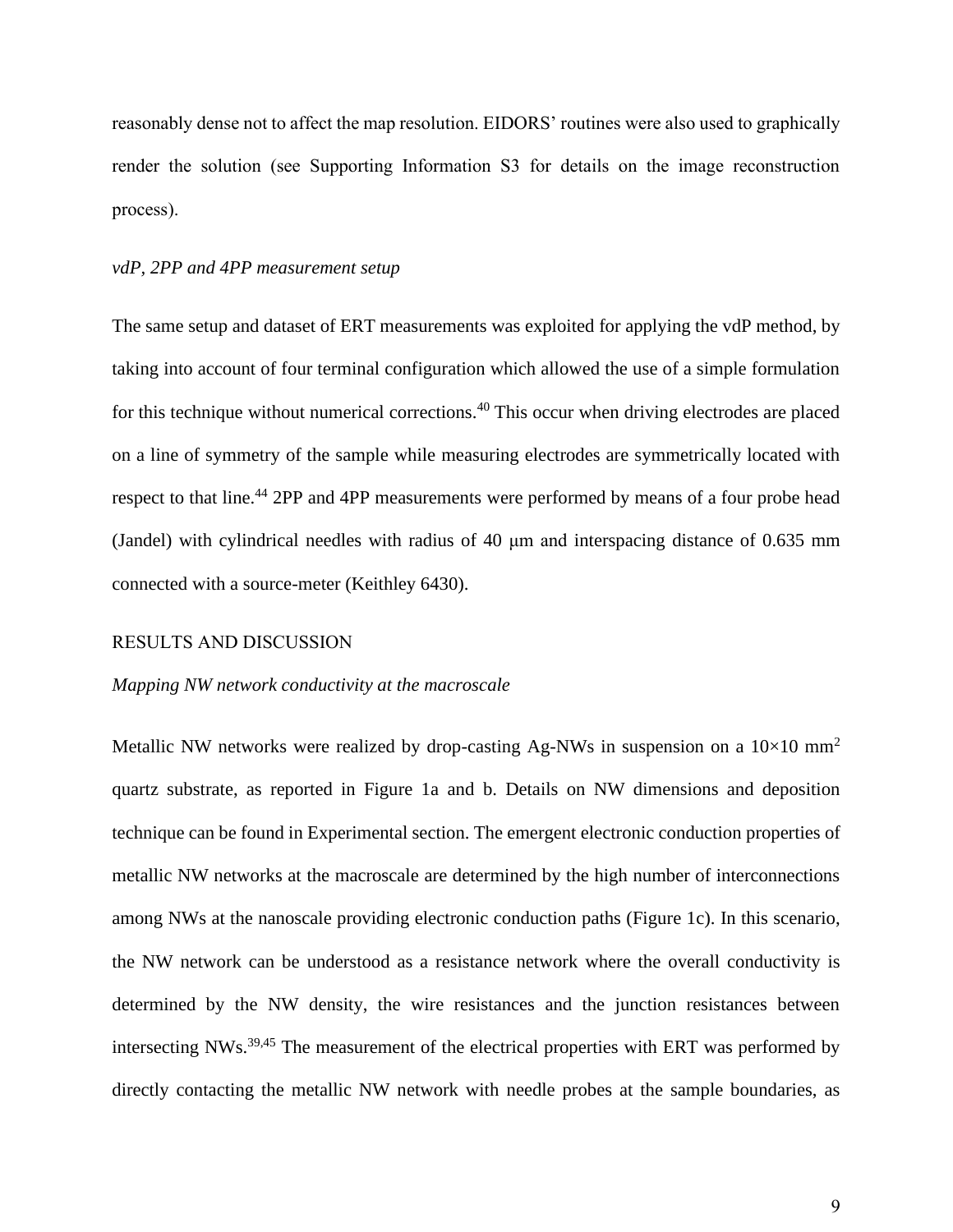reasonably dense not to affect the map resolution. EIDORS' routines were also used to graphically render the solution (see Supporting Information S3 for details on the image reconstruction process).

*vdP, 2PP and 4PP measurement setup*

The same setup and dataset of ERT measurements was exploited for applying the vdP method, by taking into account of four terminal configuration which allowed the use of a simple formulation for this technique without numerical corrections.[40] This occur when driving electrodes are placed on a line of symmetry of the sample while measuring electrodes are symmetrically located with respect to that line.[44] 2PP and 4PP measurements were performed by means of a four probe head (Jandel) with cylindrical needles with radius of 40 μm and interspacing distance of 0.635 mm connected with a source-meter (Keithley 6430).

## RESULTS AND DISCUSSION

*Mapping NW network conductivity at the macroscale*

Metallic NW networks were realized by drop-casting Ag-NWs in suspension on a 10×10 $mm^2$ quartz substrate, as reported in Figure 1a and b. Details on NW dimensions and deposition technique can be found in Experimental section. The emergent electronic conduction properties of metallic NW networks at the macroscale are determined by the high number of interconnections among NWs at the nanoscale providing electronic conduction paths (Figure 1c). In this scenario, the NW network can be understood as a resistance network where the overall conductivity is determined by the NW density, the wire resistances and the junction resistances between intersecting NWs.[39,45] The measurement of the electrical properties with ERT was performed by directly contacting the metallic NW network with needle probes at the sample boundaries, as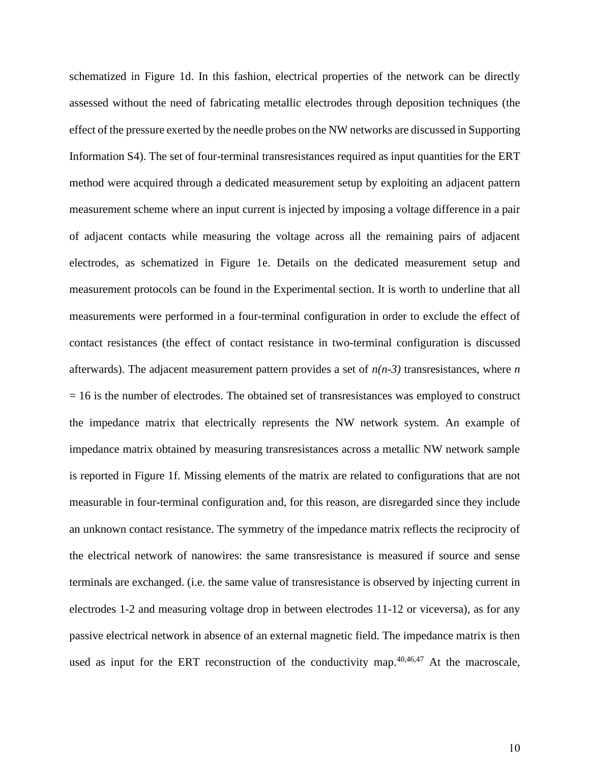schematized in Figure 1d. In this fashion, electrical properties of the network can be directly assessed without the need of fabricating metallic electrodes through deposition techniques (the effect of the pressure exerted by the needle probes on the NW networks are discussed in Supporting Information S4). The set of four-terminal transresistances required as input quantities for the ERT method were acquired through a dedicated measurement setup by exploiting an adjacent pattern measurement scheme where an input current is injected by imposing a voltage difference in a pair of adjacent contacts while measuring the voltage across all the remaining pairs of adjacent electrodes, as schematized in Figure 1e. Details on the dedicated measurement setup and measurement protocols can be found in the Experimental section. It is worth to underline that all measurements were performed in a four-terminal configuration in order to exclude the effect of contact resistances (the effect of contact resistance in two-terminal configuration is discussed afterwards). The adjacent measurement pattern provides a set of $n(n-3)$ transresistances, where $n = 16$ is the number of electrodes. The obtained set of transresistances was employed to construct the impedance matrix that electrically represents the NW network system. An example of impedance matrix obtained by measuring transresistances across a metallic NW network sample is reported in Figure 1f. Missing elements of the matrix are related to configurations that are not measurable in four-terminal configuration and, for this reason, are disregarded since they include an unknown contact resistance. The symmetry of the impedance matrix reflects the reciprocity of the electrical network of nanowires: the same transresistance is measured if source and sense terminals are exchanged. (i.e. the same value of transresistance is observed by injecting current in electrodes 1-2 and measuring voltage drop in between electrodes 11-12 or viceversa), as for any passive electrical network in absence of an external magnetic field. The impedance matrix is then used as input for the ERT reconstruction of the conductivity map.[40,46,47] At the macroscale,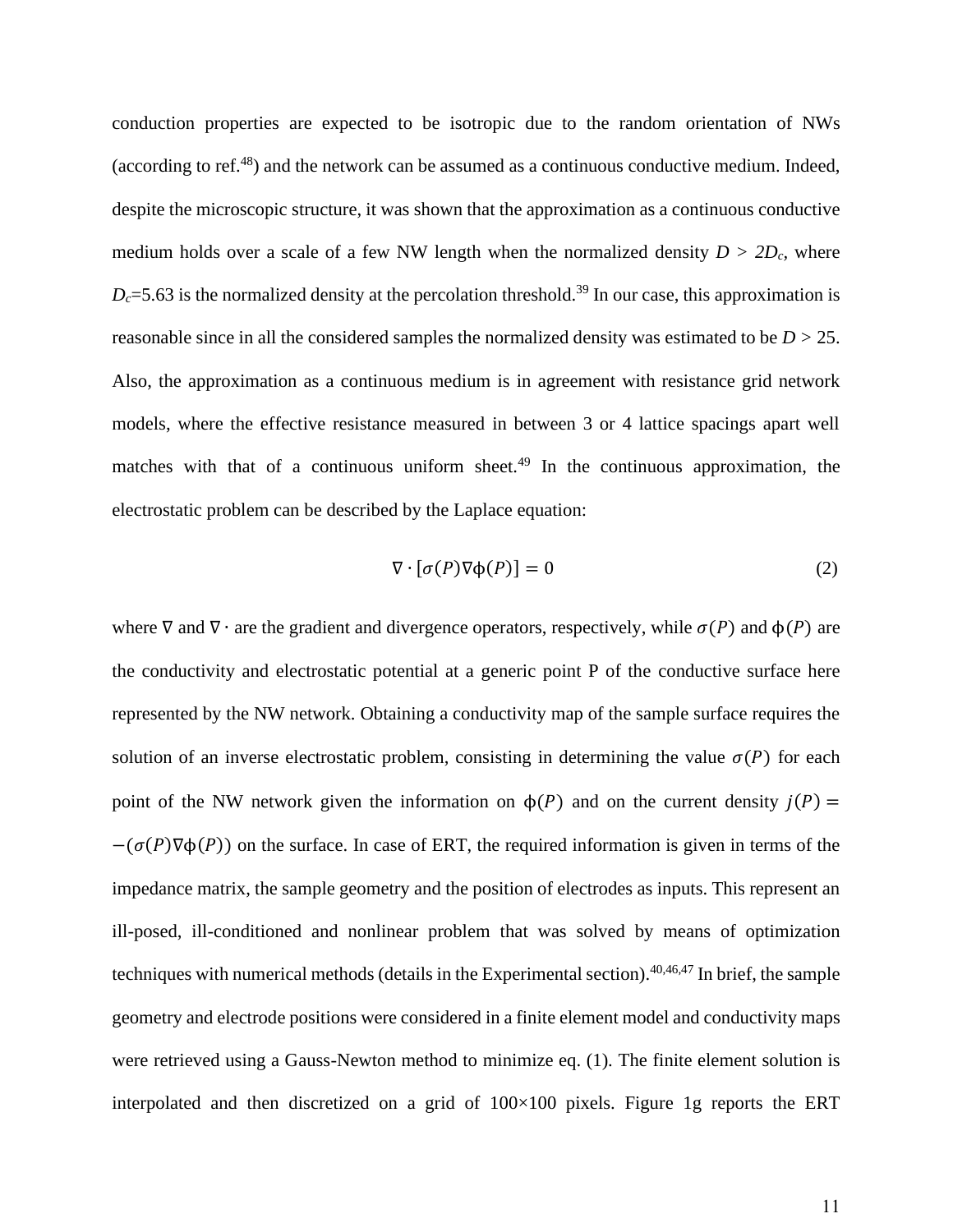conduction properties are expected to be isotropic due to the random orientation of NWs (according to ref.[48]) and the network can be assumed as a continuous conductive medium. Indeed, despite the microscopic structure, it was shown that the approximation as a continuous conductive medium holds over a scale of a few NW length when the normalized density $D > 2D_c$, where $D_c$=5.63 is the normalized density at the percolation threshold.[39] In our case, this approximation is reasonable since in all the considered samples the normalized density was estimated to be $D > 25$. Also, the approximation as a continuous medium is in agreement with resistance grid network models, where the effective resistance measured in between 3 or 4 lattice spacings apart well matches with that of a continuous uniform sheet.[49] In the continuous approximation, the electrostatic problem can be described by the Laplace equation:

$$\nabla \cdot [\sigma(P) \nabla \phi(P)] = 0 \tag{2}$$

where $\nabla$ and $\nabla \cdot$ are the gradient and divergence operators, respectively, while $\sigma(P)$ and $\phi(P)$ are the conductivity and electrostatic potential at a generic point P of the conductive surface here represented by the NW network. Obtaining a conductivity map of the sample surface requires the solution of an inverse electrostatic problem, consisting in determining the value $\sigma(P)$ for each point of the NW network given the information on $\phi(P)$ and on the current density $j(P) = -(\sigma(P)\nabla\phi(P))$ on the surface. In case of ERT, the required information is given in terms of the impedance matrix, the sample geometry and the position of electrodes as inputs. This represent an ill-posed, ill-conditioned and nonlinear problem that was solved by means of optimization techniques with numerical methods (details in the Experimental section).[40,46,47] In brief, the sample geometry and electrode positions were considered in a finite element model and conductivity maps were retrieved using a Gauss-Newton method to minimize eq. (1). The finite element solution is interpolated and then discretized on a grid of 100×100 pixels. Figure 1g reports the ERT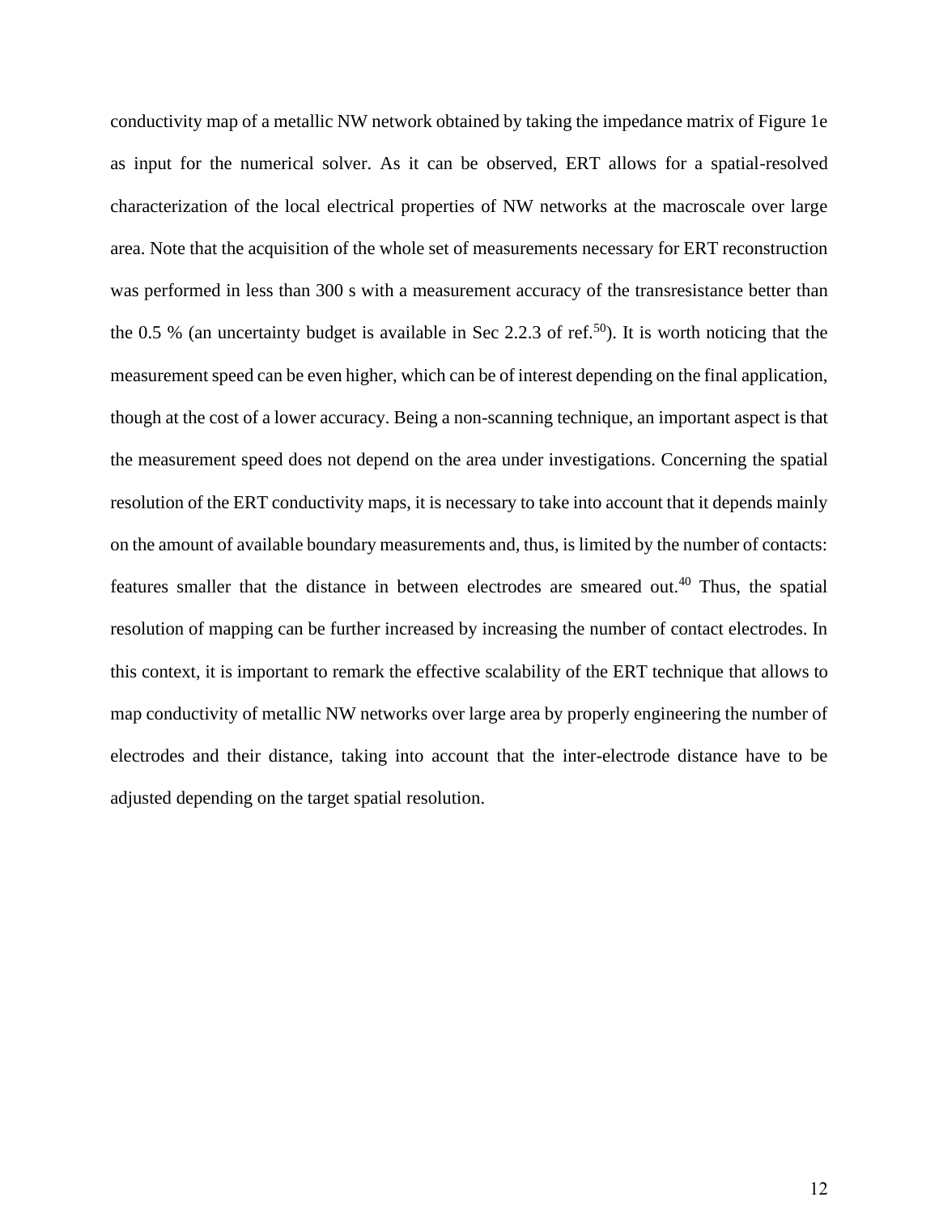conductivity map of a metallic NW network obtained by taking the impedance matrix of Figure 1e as input for the numerical solver. As it can be observed, ERT allows for a spatial-resolved characterization of the local electrical properties of NW networks at the macroscale over large area. Note that the acquisition of the whole set of measurements necessary for ERT reconstruction was performed in less than 300 s with a measurement accuracy of the transresistance better than the 0.5 % (an uncertainty budget is available in Sec 2.2.3 of ref.[50]). It is worth noticing that the measurement speed can be even higher, which can be of interest depending on the final application, though at the cost of a lower accuracy. Being a non-scanning technique, an important aspect is that the measurement speed does not depend on the area under investigations. Concerning the spatial resolution of the ERT conductivity maps, it is necessary to take into account that it depends mainly on the amount of available boundary measurements and, thus, is limited by the number of contacts: features smaller that the distance in between electrodes are smeared out.[40] Thus, the spatial resolution of mapping can be further increased by increasing the number of contact electrodes. In this context, it is important to remark the effective scalability of the ERT technique that allows to map conductivity of metallic NW networks over large area by properly engineering the number of electrodes and their distance, taking into account that the inter-electrode distance have to be adjusted depending on the target spatial resolution.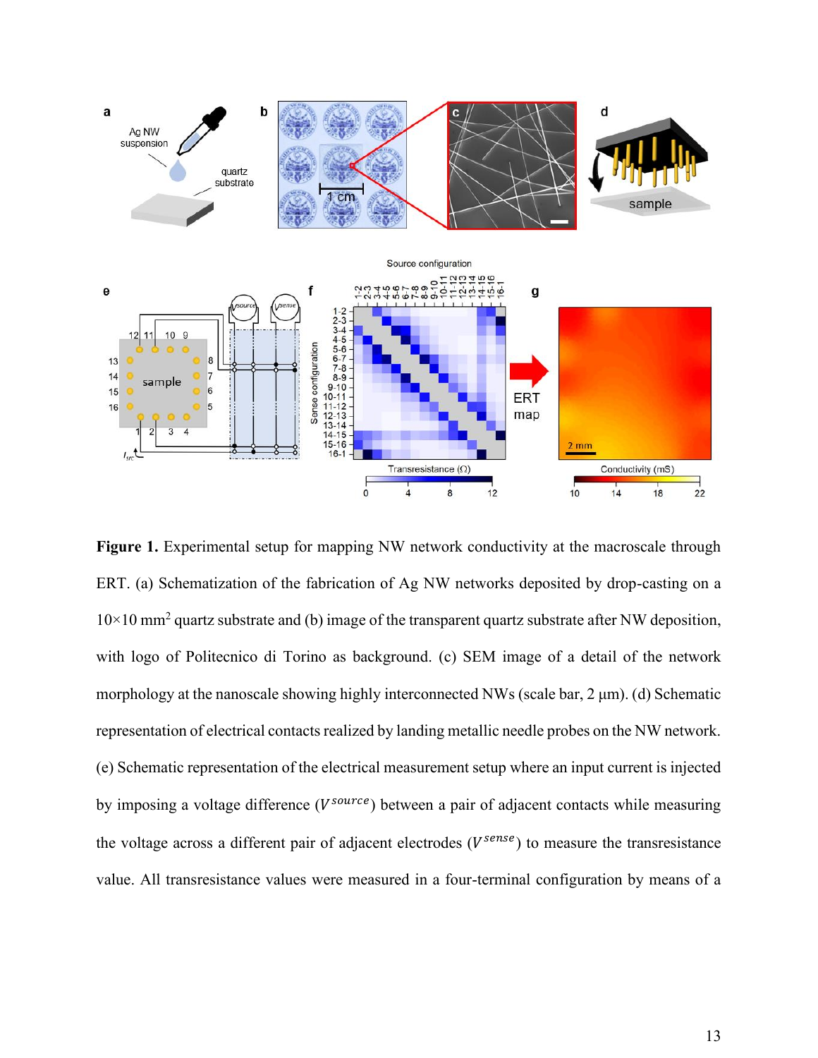**Figure 1.** Experimental setup for mapping NW network conductivity at the macroscale through ERT. (a) Schematization of the fabrication of Ag NW networks deposited by drop-casting on a 10×10 mm$^2$ quartz substrate and (b) image of the transparent quartz substrate after NW deposition, with logo of Politecnico di Torino as background. (c) SEM image of a detail of the network morphology at the nanoscale showing highly interconnected NWs (scale bar, 2 μm). (d) Schematic representation of electrical contacts realized by landing metallic needle probes on the NW network. (e) Schematic representation of the electrical measurement setup where an input current is injected by imposing a voltage difference ($V^{source}$) between a pair of adjacent contacts while measuring the voltage across a different pair of adjacent electrodes ($V^{sense}$) to measure the transresistance value. All transresistance values were measured in a four-terminal configuration by means of a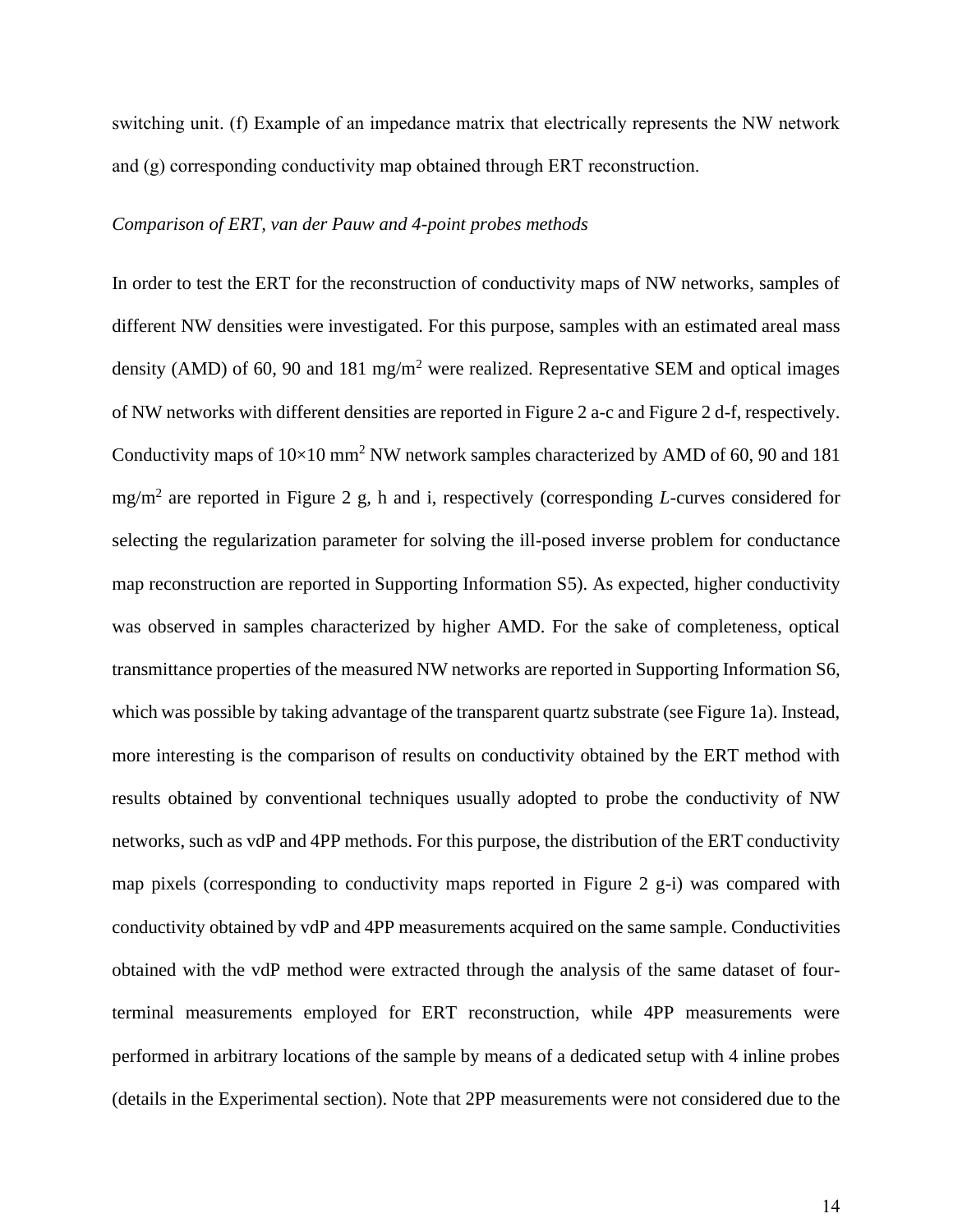switching unit. (f) Example of an impedance matrix that electrically represents the NW network and (g) corresponding conductivity map obtained through ERT reconstruction.

*Comparison of ERT, van der Pauw and 4-point probes methods*

In order to test the ERT for the reconstruction of conductivity maps of NW networks, samples of different NW densities were investigated. For this purpose, samples with an estimated areal mass density (AMD) of 60, 90 and 181 mg/m$^2$ were realized. Representative SEM and optical images of NW networks with different densities are reported in Figure 2 a-c and Figure 2 d-f, respectively. Conductivity maps of 10×10 mm$^2$ NW network samples characterized by AMD of 60, 90 and 181 mg/m$^2$ are reported in Figure 2 g, h and i, respectively (corresponding *L*-curves considered for selecting the regularization parameter for solving the ill-posed inverse problem for conductance map reconstruction are reported in Supporting Information S5). As expected, higher conductivity was observed in samples characterized by higher AMD. For the sake of completeness, optical transmittance properties of the measured NW networks are reported in Supporting Information S6, which was possible by taking advantage of the transparent quartz substrate (see Figure 1a). Instead, more interesting is the comparison of results on conductivity obtained by the ERT method with results obtained by conventional techniques usually adopted to probe the conductivity of NW networks, such as vdP and 4PP methods. For this purpose, the distribution of the ERT conductivity map pixels (corresponding to conductivity maps reported in Figure 2 g-i) was compared with conductivity obtained by vdP and 4PP measurements acquired on the same sample. Conductivities obtained with the vdP method were extracted through the analysis of the same dataset of four-terminal measurements employed for ERT reconstruction, while 4PP measurements were performed in arbitrary locations of the sample by means of a dedicated setup with 4 inline probes (details in the Experimental section). Note that 2PP measurements were not considered due to the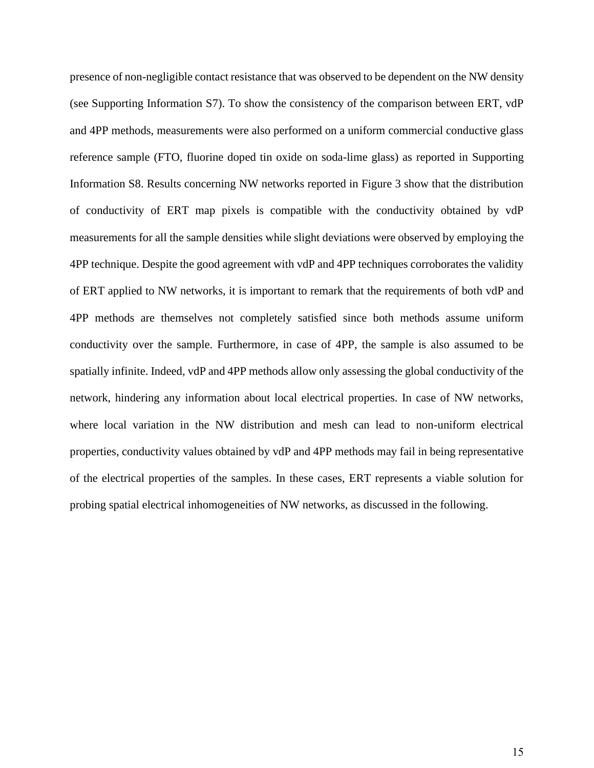presence of non-negligible contact resistance that was observed to be dependent on the NW density (see Supporting Information S7). To show the consistency of the comparison between ERT, vdP and 4PP methods, measurements were also performed on a uniform commercial conductive glass reference sample (FTO, fluorine doped tin oxide on soda-lime glass) as reported in Supporting Information S8. Results concerning NW networks reported in Figure 3 show that the distribution of conductivity of ERT map pixels is compatible with the conductivity obtained by vdP measurements for all the sample densities while slight deviations were observed by employing the 4PP technique. Despite the good agreement with vdP and 4PP techniques corroborates the validity of ERT applied to NW networks, it is important to remark that the requirements of both vdP and 4PP methods are themselves not completely satisfied since both methods assume uniform conductivity over the sample. Furthermore, in case of 4PP, the sample is also assumed to be spatially infinite. Indeed, vdP and 4PP methods allow only assessing the global conductivity of the network, hindering any information about local electrical properties. In case of NW networks, where local variation in the NW distribution and mesh can lead to non-uniform electrical properties, conductivity values obtained by vdP and 4PP methods may fail in being representative of the electrical properties of the samples. In these cases, ERT represents a viable solution for probing spatial electrical inhomogeneities of NW networks, as discussed in the following.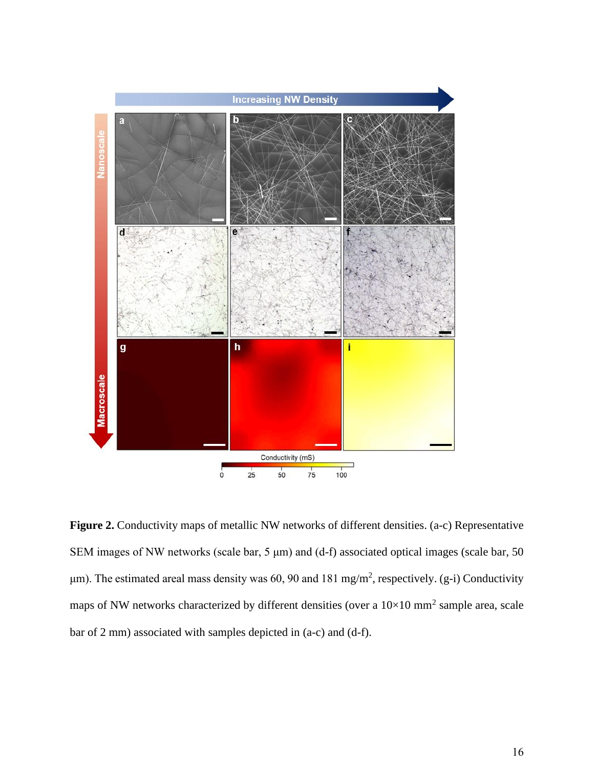**Figure 2.** Conductivity maps of metallic NW networks of different densities. (a-c) Representative SEM images of NW networks (scale bar, 5 μm) and (d-f) associated optical images (scale bar, 50 μm). The estimated areal mass density was 60, 90 and 181 mg/m$^2$, respectively. (g-i) Conductivity maps of NW networks characterized by different densities (over a 10×10 mm$^2$ sample area, scale bar of 2 mm) associated with samples depicted in (a-c) and (d-f).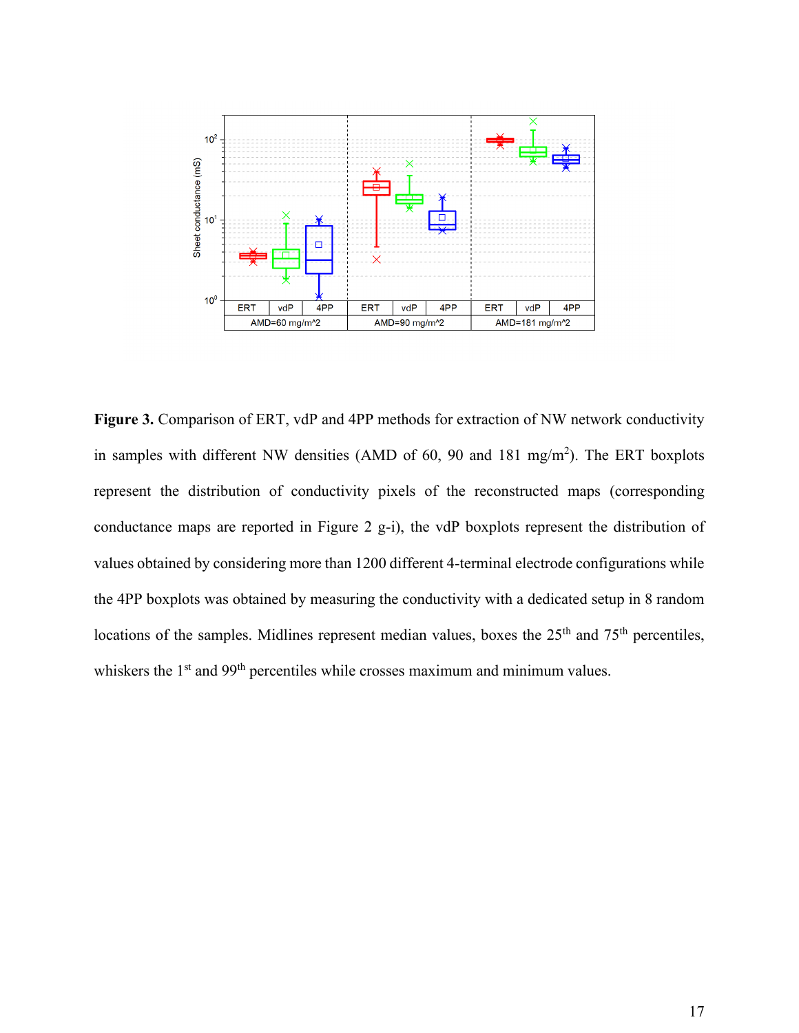**Figure 3.** Comparison of ERT, vdP and 4PP methods for extraction of NW network conductivity in samples with different NW densities (AMD of 60, 90 and 181 mg/m$^2$). The ERT boxplots represent the distribution of conductivity pixels of the reconstructed maps (corresponding conductance maps are reported in Figure 2 g-i), the vdP boxplots represent the distribution of values obtained by considering more than 1200 different 4-terminal electrode configurations while the 4PP boxplots was obtained by measuring the conductivity with a dedicated setup in 8 random locations of the samples. Midlines represent median values, boxes the 25$^{th}$ and 75$^{th}$ percentiles, whiskers the 1$^{st}$ and 99$^{th}$ percentiles while crosses maximum and minimum values.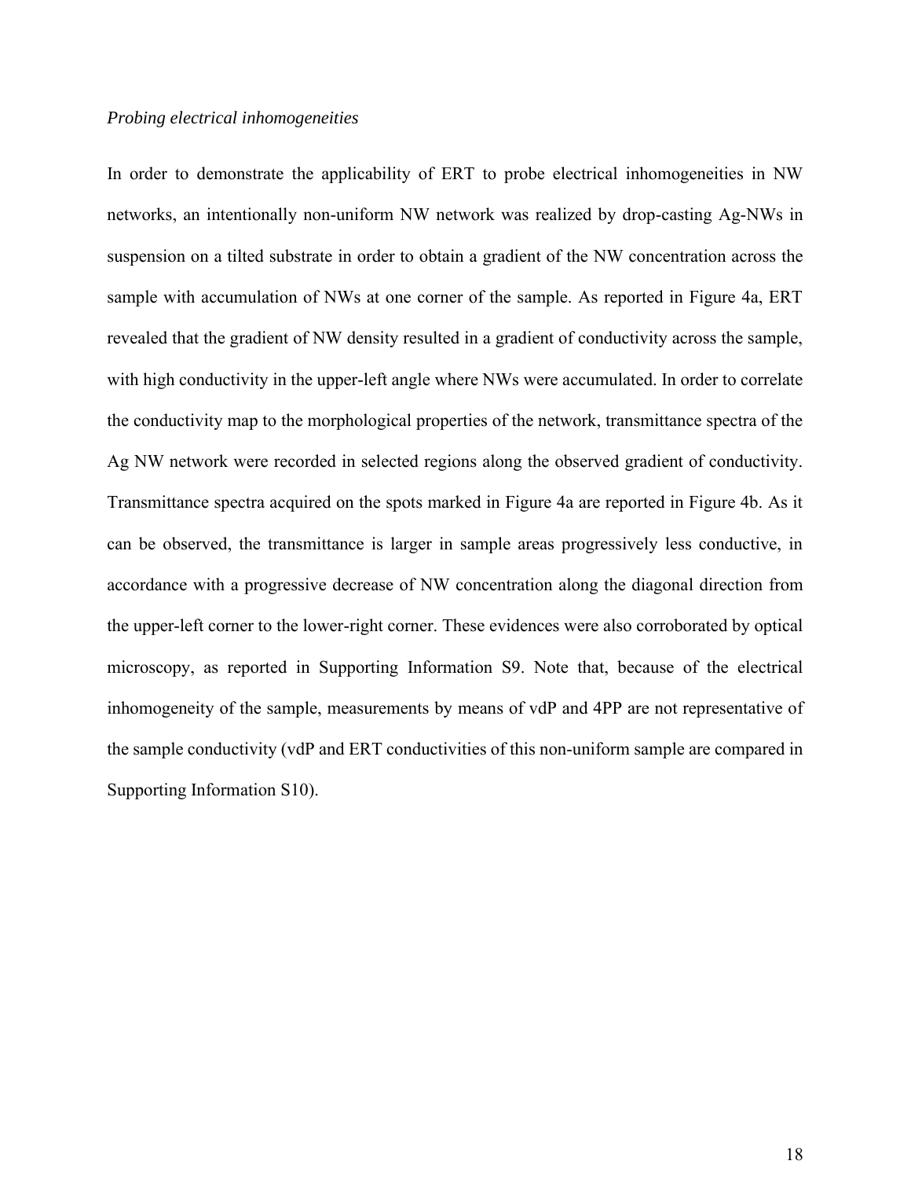*Probing electrical inhomogeneities*

In order to demonstrate the applicability of ERT to probe electrical inhomogeneities in NW networks, an intentionally non-uniform NW network was realized by drop-casting Ag-NWs in suspension on a tilted substrate in order to obtain a gradient of the NW concentration across the sample with accumulation of NWs at one corner of the sample. As reported in Figure 4a, ERT revealed that the gradient of NW density resulted in a gradient of conductivity across the sample, with high conductivity in the upper-left angle where NWs were accumulated. In order to correlate the conductivity map to the morphological properties of the network, transmittance spectra of the Ag NW network were recorded in selected regions along the observed gradient of conductivity. Transmittance spectra acquired on the spots marked in Figure 4a are reported in Figure 4b. As it can be observed, the transmittance is larger in sample areas progressively less conductive, in accordance with a progressive decrease of NW concentration along the diagonal direction from the upper-left corner to the lower-right corner. These evidences were also corroborated by optical microscopy, as reported in Supporting Information S9. Note that, because of the electrical inhomogeneity of the sample, measurements by means of vdP and 4PP are not representative of the sample conductivity (vdP and ERT conductivities of this non-uniform sample are compared in Supporting Information S10).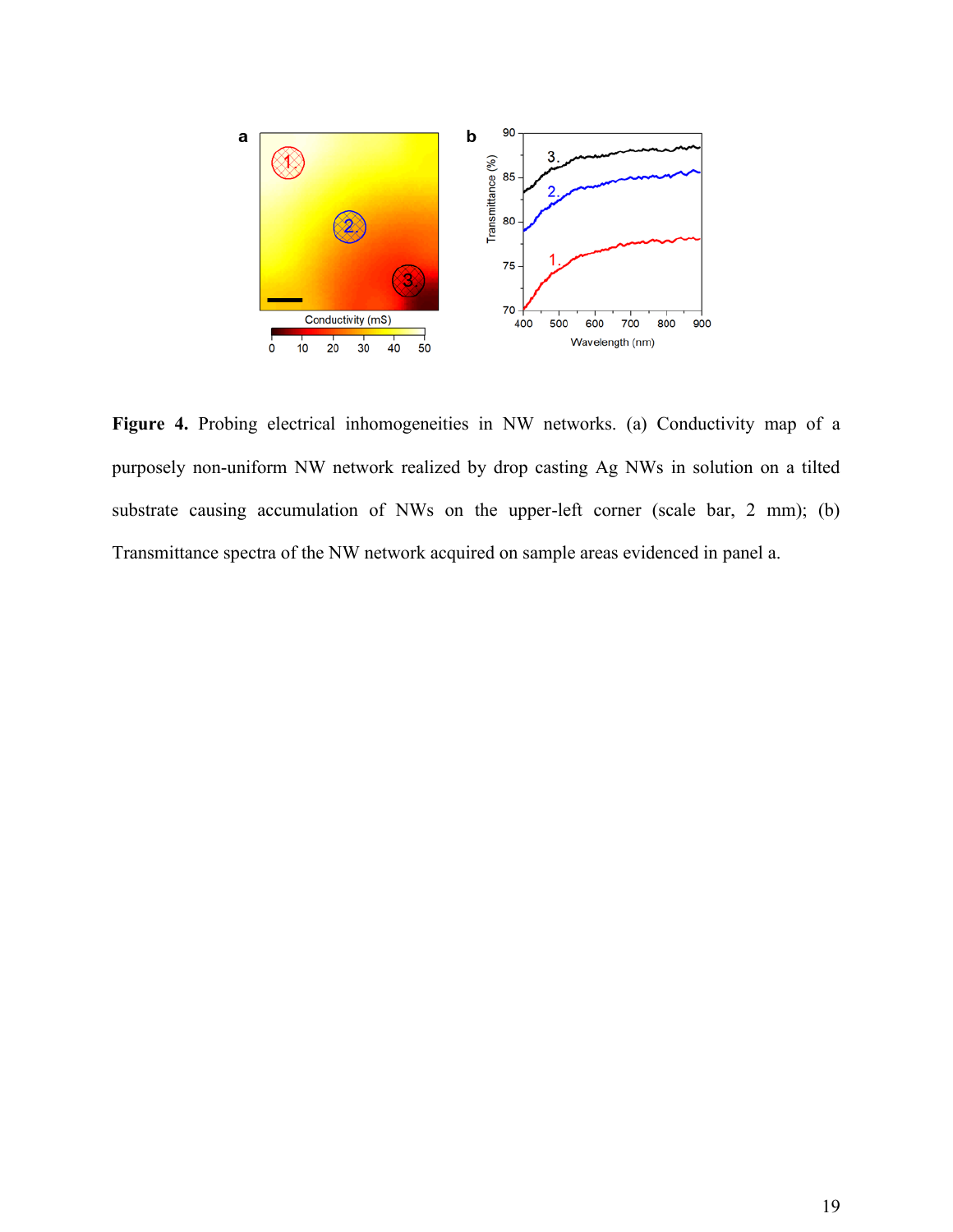**Figure 4.** Probing electrical inhomogeneities in NW networks. (a) Conductivity map of a purposely non-uniform NW network realized by drop casting Ag NWs in solution on a tilted substrate causing accumulation of NWs on the upper-left corner (scale bar, 2 mm); (b) Transmittance spectra of the NW network acquired on sample areas evidenced in panel a.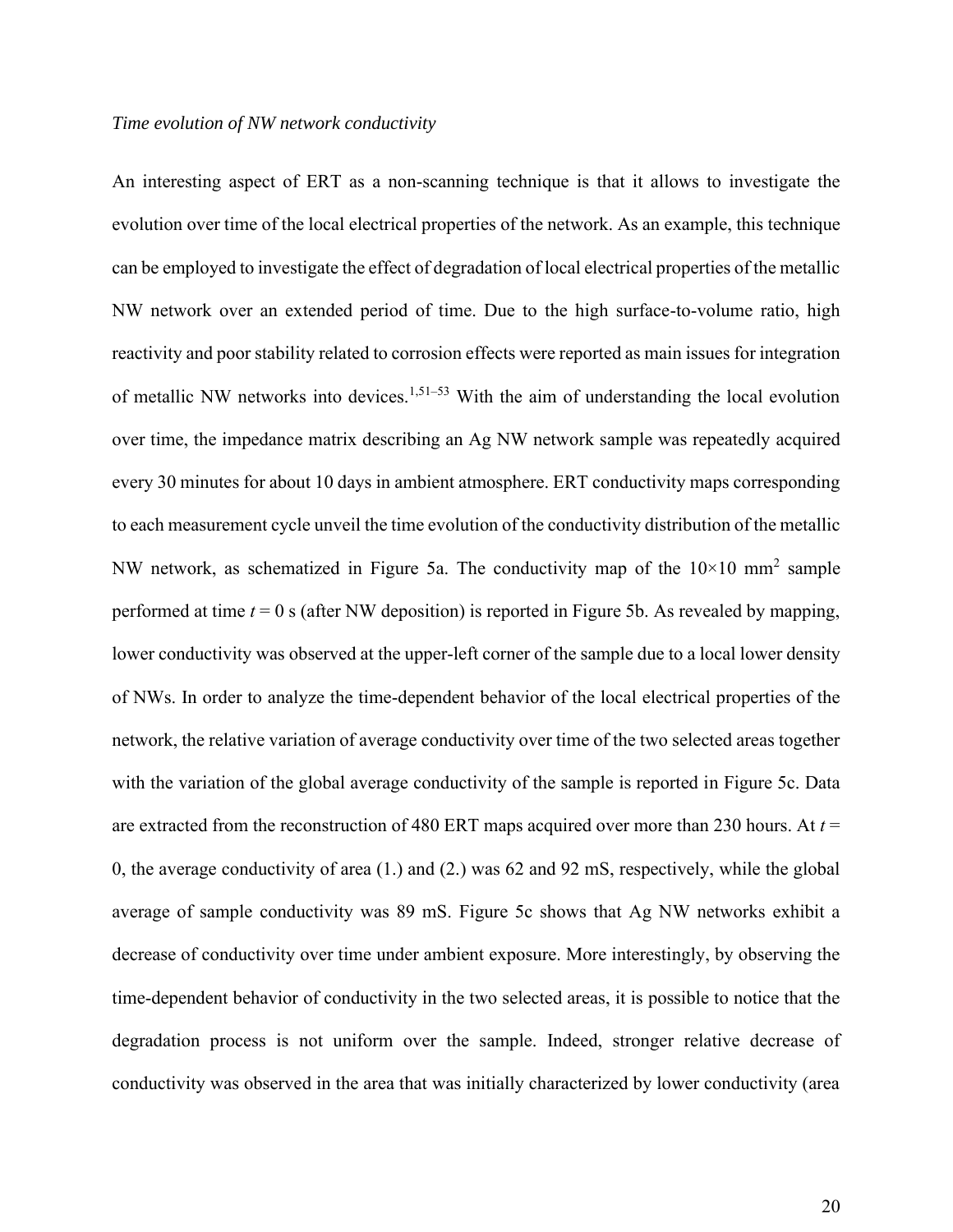*Time evolution of NW network conductivity*

An interesting aspect of ERT as a non-scanning technique is that it allows to investigate the evolution over time of the local electrical properties of the network. As an example, this technique can be employed to investigate the effect of degradation of local electrical properties of the metallic NW network over an extended period of time. Due to the high surface-to-volume ratio, high reactivity and poor stability related to corrosion effects were reported as main issues for integration of metallic NW networks into devices.[1,51–53] With the aim of understanding the local evolution over time, the impedance matrix describing an Ag NW network sample was repeatedly acquired every 30 minutes for about 10 days in ambient atmosphere. ERT conductivity maps corresponding to each measurement cycle unveil the time evolution of the conductivity distribution of the metallic NW network, as schematized in Figure 5a. The conductivity map of the 10×10 $mm^2$ sample performed at time $t = 0$ s (after NW deposition) is reported in Figure 5b. As revealed by mapping, lower conductivity was observed at the upper-left corner of the sample due to a local lower density of NWs. In order to analyze the time-dependent behavior of the local electrical properties of the network, the relative variation of average conductivity over time of the two selected areas together with the variation of the global average conductivity of the sample is reported in Figure 5c. Data are extracted from the reconstruction of 480 ERT maps acquired over more than 230 hours. At $t = 0$, the average conductivity of area (1.) and (2.) was 62 and 92 mS, respectively, while the global average of sample conductivity was 89 mS. Figure 5c shows that Ag NW networks exhibit a decrease of conductivity over time under ambient exposure. More interestingly, by observing the time-dependent behavior of conductivity in the two selected areas, it is possible to notice that the degradation process is not uniform over the sample. Indeed, stronger relative decrease of conductivity was observed in the area that was initially characterized by lower conductivity (area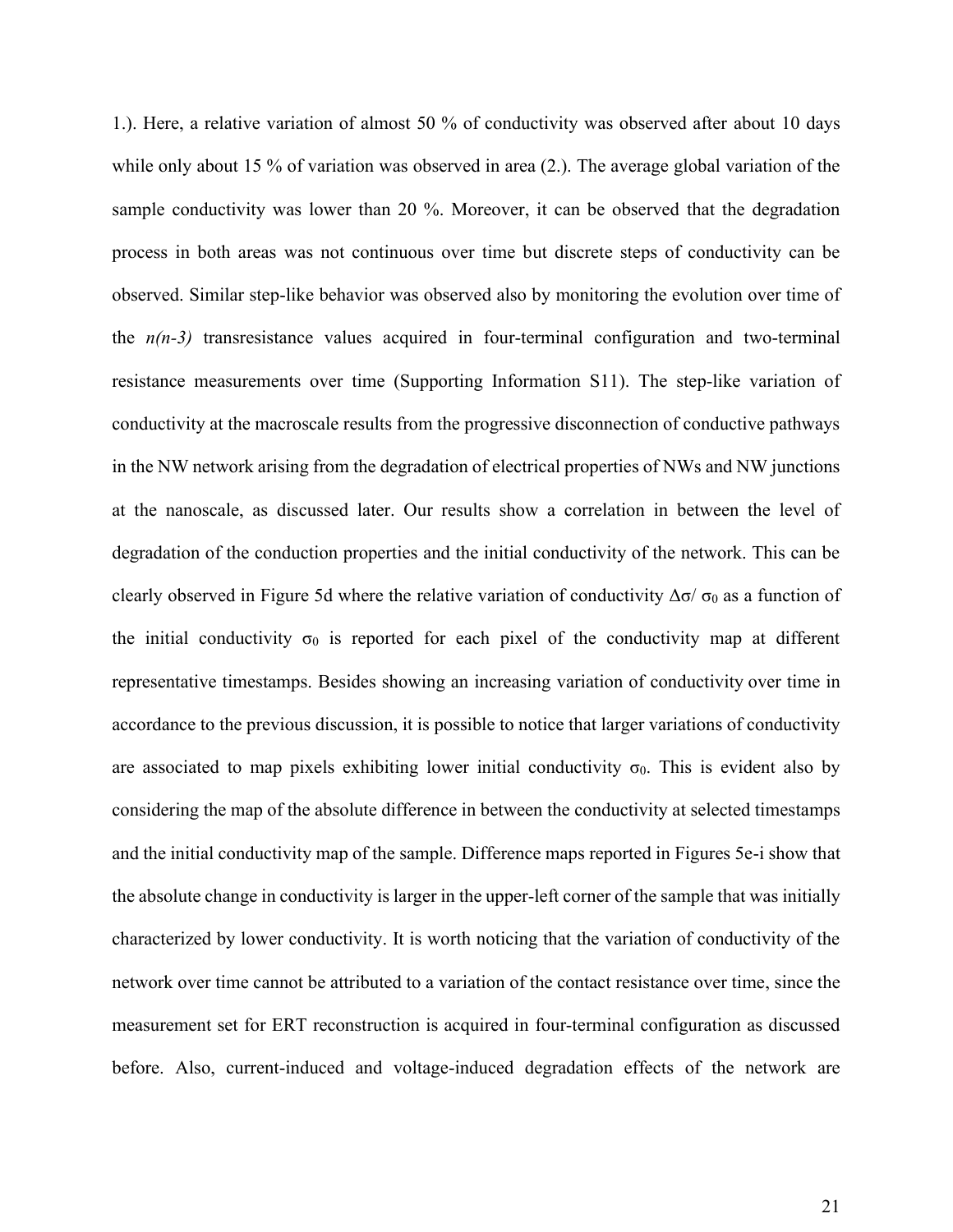1.). Here, a relative variation of almost 50 % of conductivity was observed after about 10 days while only about 15 % of variation was observed in area (2.). The average global variation of the sample conductivity was lower than 20 %. Moreover, it can be observed that the degradation process in both areas was not continuous over time but discrete steps of conductivity can be observed. Similar step-like behavior was observed also by monitoring the evolution over time of the *n(n-3)* transresistance values acquired in four-terminal configuration and two-terminal resistance measurements over time (Supporting Information S11). The step-like variation of conductivity at the macroscale results from the progressive disconnection of conductive pathways in the NW network arising from the degradation of electrical properties of NWs and NW junctions at the nanoscale, as discussed later. Our results show a correlation in between the level of degradation of the conduction properties and the initial conductivity of the network. This can be clearly observed in Figure 5d where the relative variation of conductivity $\Delta\sigma/\sigma_0$ as a function of the initial conductivity $\sigma_0$ is reported for each pixel of the conductivity map at different representative timestamps. Besides showing an increasing variation of conductivity over time in accordance to the previous discussion, it is possible to notice that larger variations of conductivity are associated to map pixels exhibiting lower initial conductivity $\sigma_0$. This is evident also by considering the map of the absolute difference in between the conductivity at selected timestamps and the initial conductivity map of the sample. Difference maps reported in Figures 5e-i show that the absolute change in conductivity is larger in the upper-left corner of the sample that was initially characterized by lower conductivity. It is worth noticing that the variation of conductivity of the network over time cannot be attributed to a variation of the contact resistance over time, since the measurement set for ERT reconstruction is acquired in four-terminal configuration as discussed before. Also, current-induced and voltage-induced degradation effects of the network are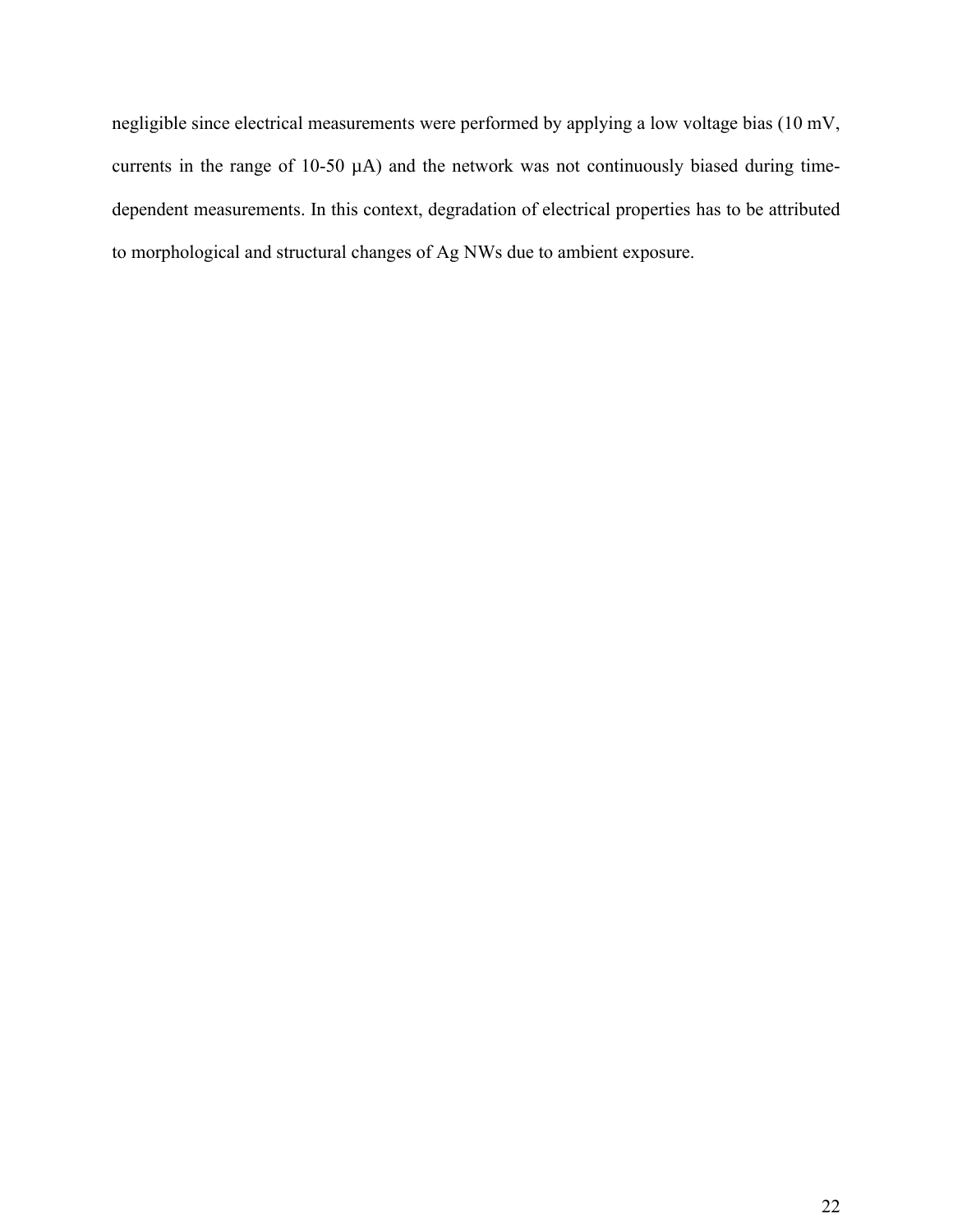negligible since electrical measurements were performed by applying a low voltage bias (10 mV, currents in the range of 10-50 µA) and the network was not continuously biased during time-dependent measurements. In this context, degradation of electrical properties has to be attributed to morphological and structural changes of Ag NWs due to ambient exposure.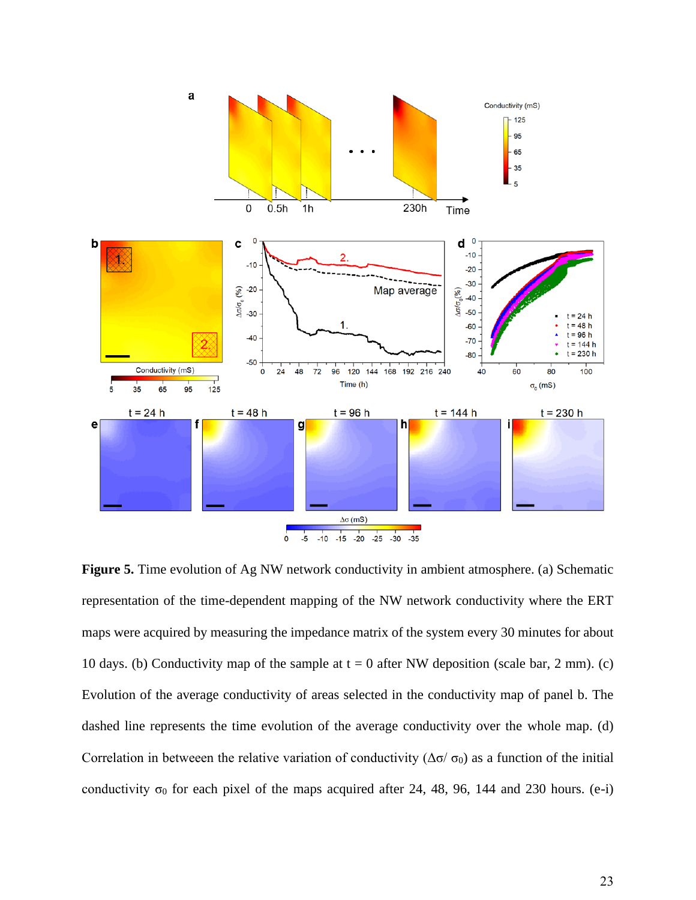**Figure 5.** Time evolution of Ag NW network conductivity in ambient atmosphere. (a) Schematic representation of the time-dependent mapping of the NW network conductivity where the ERT maps were acquired by measuring the impedance matrix of the system every 30 minutes for about 10 days. (b) Conductivity map of the sample at t = 0 after NW deposition (scale bar, 2 mm). (c) Evolution of the average conductivity of areas selected in the conductivity map of panel b. The dashed line represents the time evolution of the average conductivity over the whole map. (d) Correlation in betweeen the relative variation of conductivity ($\Delta\sigma/\ \sigma_0$) as a function of the initial conductivity $\sigma_0$ for each pixel of the maps acquired after 24, 48, 96, 144 and 230 hours. (e-i)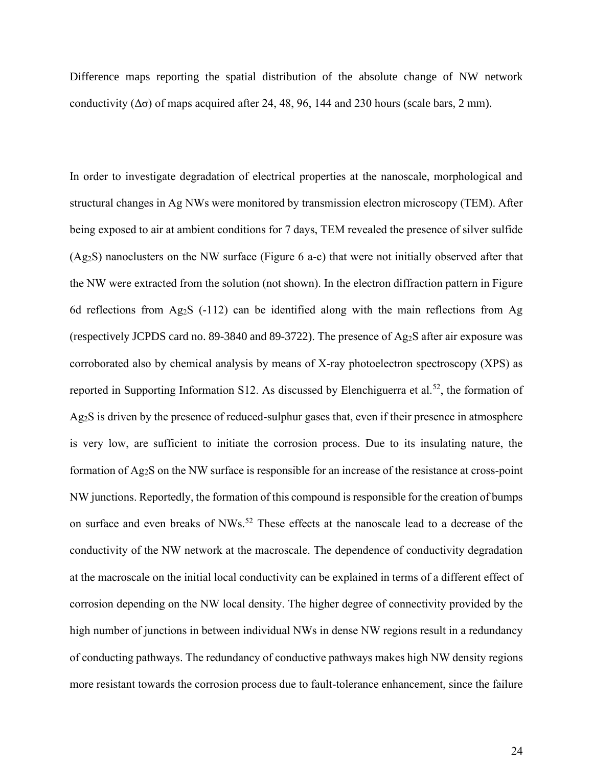Difference maps reporting the spatial distribution of the absolute change of NW network conductivity ($\Delta\sigma$) of maps acquired after 24, 48, 96, 144 and 230 hours (scale bars, 2 mm).

In order to investigate degradation of electrical properties at the nanoscale, morphological and structural changes in Ag NWs were monitored by transmission electron microscopy (TEM). After being exposed to air at ambient conditions for 7 days, TEM revealed the presence of silver sulfide ($Ag_2S$) nanoclusters on the NW surface (Figure 6 a-c) that were not initially observed after that the NW were extracted from the solution (not shown). In the electron diffraction pattern in Figure 6d reflections from $Ag_2S$ (-112) can be identified along with the main reflections from Ag (respectively JCPDS card no. 89-3840 and 89-3722). The presence of $Ag_2S$ after air exposure was corroborated also by chemical analysis by means of X-ray photoelectron spectroscopy (XPS) as reported in Supporting Information S12. As discussed by Elenchiguerra et al.[52], the formation of $Ag_2S$ is driven by the presence of reduced-sulphur gases that, even if their presence in atmosphere is very low, are sufficient to initiate the corrosion process. Due to its insulating nature, the formation of $Ag_2S$ on the NW surface is responsible for an increase of the resistance at cross-point NW junctions. Reportedly, the formation of this compound is responsible for the creation of bumps on surface and even breaks of NWs.[52] These effects at the nanoscale lead to a decrease of the conductivity of the NW network at the macroscale. The dependence of conductivity degradation at the macroscale on the initial local conductivity can be explained in terms of a different effect of corrosion depending on the NW local density. The higher degree of connectivity provided by the high number of junctions in between individual NWs in dense NW regions result in a redundancy of conducting pathways. The redundancy of conductive pathways makes high NW density regions more resistant towards the corrosion process due to fault-tolerance enhancement, since the failure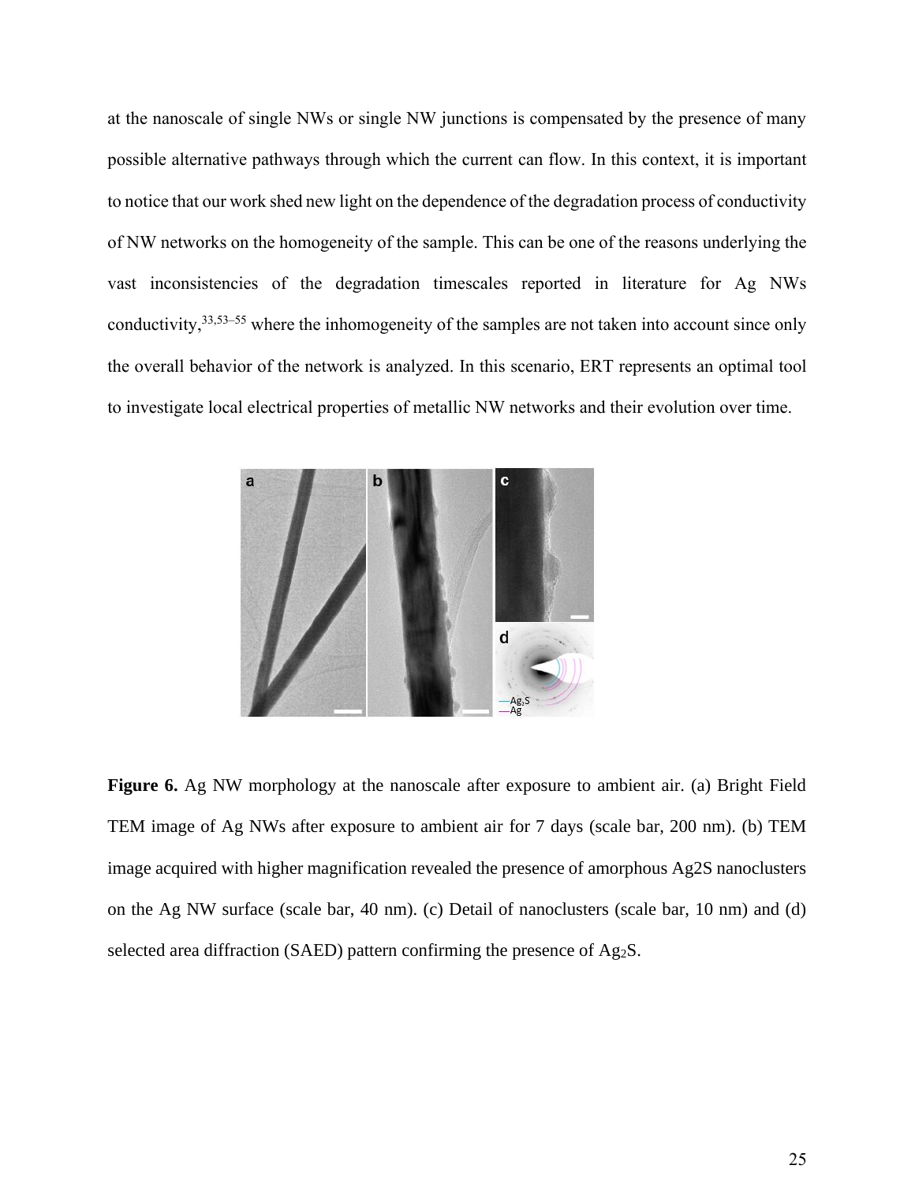at the nanoscale of single NWs or single NW junctions is compensated by the presence of many possible alternative pathways through which the current can flow. In this context, it is important to notice that our work shed new light on the dependence of the degradation process of conductivity of NW networks on the homogeneity of the sample. This can be one of the reasons underlying the vast inconsistencies of the degradation timescales reported in literature for Ag NWs conductivity,[33,53–55] where the inhomogeneity of the samples are not taken into account since only the overall behavior of the network is analyzed. In this scenario, ERT represents an optimal tool to investigate local electrical properties of metallic NW networks and their evolution over time.

**Figure 6.** Ag NW morphology at the nanoscale after exposure to ambient air. (a) Bright Field TEM image of Ag NWs after exposure to ambient air for 7 days (scale bar, 200 nm). (b) TEM image acquired with higher magnification revealed the presence of amorphous Ag2S nanoclusters on the Ag NW surface (scale bar, 40 nm). (c) Detail of nanoclusters (scale bar, 10 nm) and (d) selected area diffraction (SAED) pattern confirming the presence of $Ag_2S$.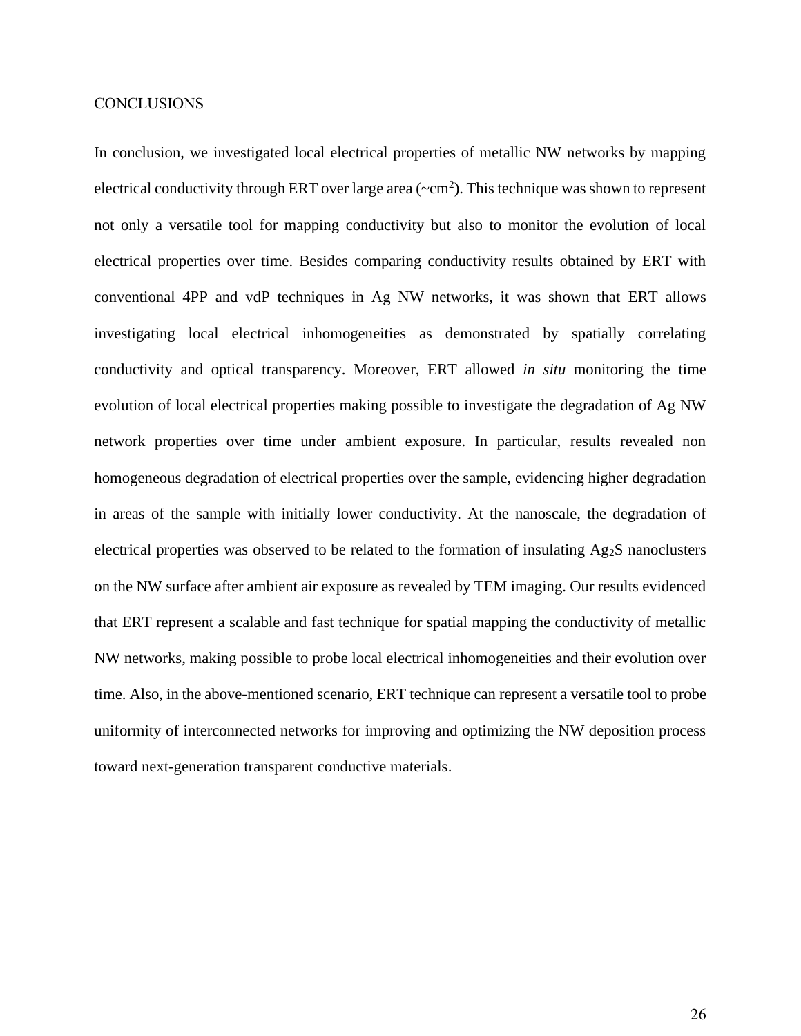## CONCLUSIONS

In conclusion, we investigated local electrical properties of metallic NW networks by mapping electrical conductivity through ERT over large area (~cm$^2$). This technique was shown to represent not only a versatile tool for mapping conductivity but also to monitor the evolution of local electrical properties over time. Besides comparing conductivity results obtained by ERT with conventional 4PP and vdP techniques in Ag NW networks, it was shown that ERT allows investigating local electrical inhomogeneities as demonstrated by spatially correlating conductivity and optical transparency. Moreover, ERT allowed *in situ* monitoring the time evolution of local electrical properties making possible to investigate the degradation of Ag NW network properties over time under ambient exposure. In particular, results revealed non homogeneous degradation of electrical properties over the sample, evidencing higher degradation in areas of the sample with initially lower conductivity. At the nanoscale, the degradation of electrical properties was observed to be related to the formation of insulating $Ag_2S$ nanoclusters on the NW surface after ambient air exposure as revealed by TEM imaging. Our results evidenced that ERT represent a scalable and fast technique for spatial mapping the conductivity of metallic NW networks, making possible to probe local electrical inhomogeneities and their evolution over time. Also, in the above-mentioned scenario, ERT technique can represent a versatile tool to probe uniformity of interconnected networks for improving and optimizing the NW deposition process toward next-generation transparent conductive materials.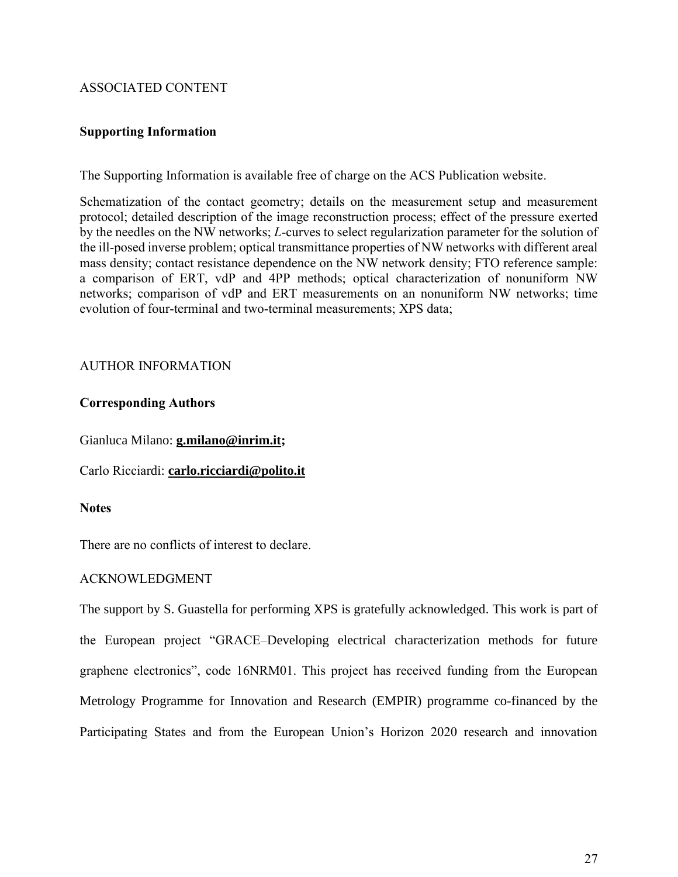## ASSOCIATED CONTENT

### Supporting Information

The Supporting Information is available free of charge on the ACS Publication website.

Schematization of the contact geometry; details on the measurement setup and measurement protocol; detailed description of the image reconstruction process; effect of the pressure exerted by the needles on the NW networks; *L*-curves to select regularization parameter for the solution of the ill-posed inverse problem; optical transmittance properties of NW networks with different areal mass density; contact resistance dependence on the NW network density; FTO reference sample: a comparison of ERT, vdP and 4PP methods; optical characterization of nonuniform NW networks; comparison of vdP and ERT measurements on an nonuniform NW networks; time evolution of four-terminal and two-terminal measurements; XPS data;

## AUTHOR INFORMATION

### Corresponding Authors

Gianluca Milano: **g.milano@inrim.it;**

Carlo Ricciardi: **carlo.ricciardi@polito.it**

### Notes

There are no conflicts of interest to declare.

## ACKNOWLEDGMENT

The support by S. Guastella for performing XPS is gratefully acknowledged. This work is part of the European project "GRACE–Developing electrical characterization methods for future graphene electronics", code 16NRM01. This project has received funding from the European Metrology Programme for Innovation and Research (EMPIR) programme co-financed by the Participating States and from the European Union's Horizon 2020 research and innovation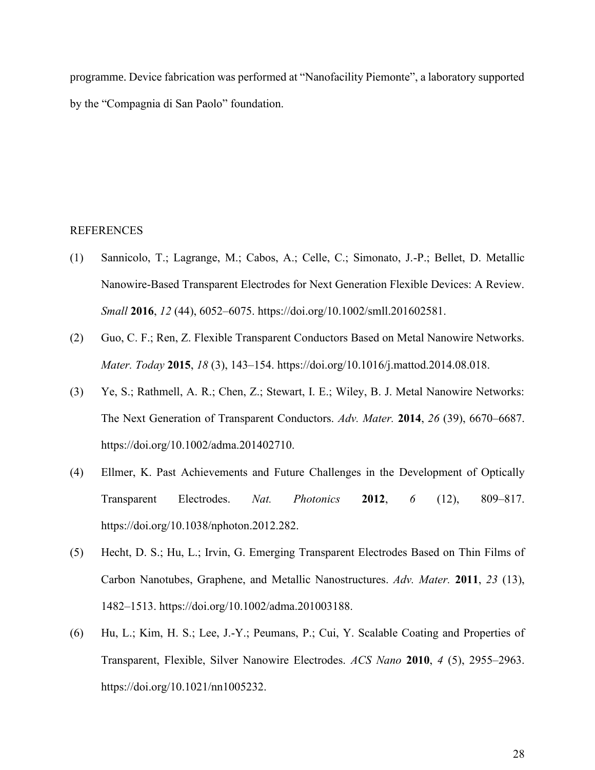programme. Device fabrication was performed at “Nanofacility Piemonte”, a laboratory supported by the “Compagnia di San Paolo” foundation.

## REFERENCES

(1) Sannicolo, T.; Lagrange, M.; Cabos, A.; Celle, C.; Simonato, J.-P.; Bellet, D. Metallic Nanowire-Based Transparent Electrodes for Next Generation Flexible Devices: A Review. *Small* **2016**, *12* (44), 6052–6075. https://doi.org/10.1002/smll.201602581.

(2) Guo, C. F.; Ren, Z. Flexible Transparent Conductors Based on Metal Nanowire Networks. *Mater. Today* **2015**, *18* (3), 143–154. https://doi.org/10.1016/j.mattod.2014.08.018.

(3) Ye, S.; Rathmell, A. R.; Chen, Z.; Stewart, I. E.; Wiley, B. J. Metal Nanowire Networks: The Next Generation of Transparent Conductors. *Adv. Mater.* **2014**, *26* (39), 6670–6687. https://doi.org/10.1002/adma.201402710.

(4) Ellmer, K. Past Achievements and Future Challenges in the Development of Optically Transparent Electrodes. *Nat. Photonics* **2012**, *6* (12), 809–817. https://doi.org/10.1038/nphoton.2012.282.

(5) Hecht, D. S.; Hu, L.; Irvin, G. Emerging Transparent Electrodes Based on Thin Films of Carbon Nanotubes, Graphene, and Metallic Nanostructures. *Adv. Mater.* **2011**, *23* (13), 1482–1513. https://doi.org/10.1002/adma.201003188.

(6) Hu, L.; Kim, H. S.; Lee, J.-Y.; Peumans, P.; Cui, Y. Scalable Coating and Properties of Transparent, Flexible, Silver Nanowire Electrodes. *ACS Nano* **2010**, *4* (5), 2955–2963. https://doi.org/10.1021/nn1005232.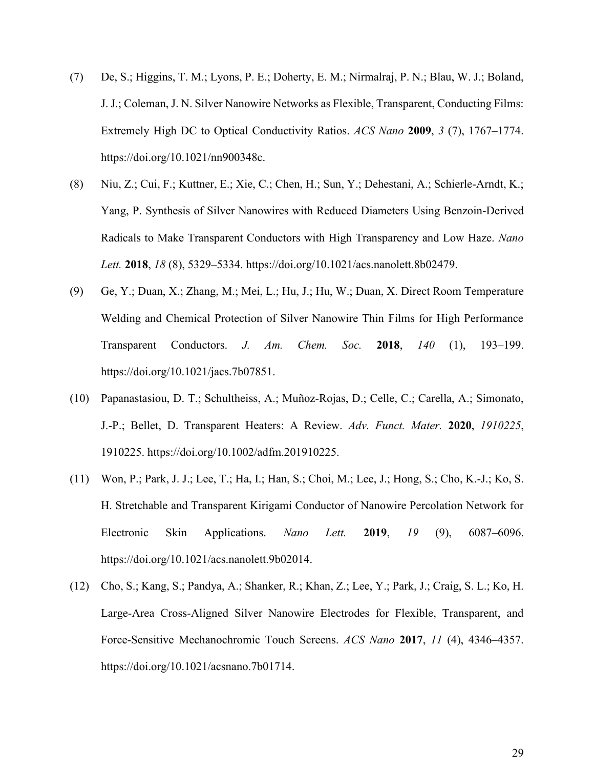(7) De, S.; Higgins, T. M.; Lyons, P. E.; Doherty, E. M.; Nirmalraj, P. N.; Blau, W. J.; Boland, J. J.; Coleman, J. N. Silver Nanowire Networks as Flexible, Transparent, Conducting Films: Extremely High DC to Optical Conductivity Ratios. *ACS Nano* **2009**, *3* (7), 1767–1774. https://doi.org/10.1021/nn900348c.

(8) Niu, Z.; Cui, F.; Kuttner, E.; Xie, C.; Chen, H.; Sun, Y.; Dehestani, A.; Schierle-Arndt, K.; Yang, P. Synthesis of Silver Nanowires with Reduced Diameters Using Benzoin-Derived Radicals to Make Transparent Conductors with High Transparency and Low Haze. *Nano Lett.* **2018**, *18* (8), 5329–5334. https://doi.org/10.1021/acs.nanolett.8b02479.

(9) Ge, Y.; Duan, X.; Zhang, M.; Mei, L.; Hu, J.; Hu, W.; Duan, X. Direct Room Temperature Welding and Chemical Protection of Silver Nanowire Thin Films for High Performance Transparent Conductors. *J. Am. Chem. Soc.* **2018**, *140* (1), 193–199. https://doi.org/10.1021/jacs.7b07851.

(10) Papanastasiou, D. T.; Schultheiss, A.; Muñoz-Rojas, D.; Celle, C.; Carella, A.; Simonato, J.-P.; Bellet, D. Transparent Heaters: A Review. *Adv. Funct. Mater.* **2020**, *1910225*, 1910225. https://doi.org/10.1002/adfm.201910225.

(11) Won, P.; Park, J. J.; Lee, T.; Ha, I.; Han, S.; Choi, M.; Lee, J.; Hong, S.; Cho, K.-J.; Ko, S. H. Stretchable and Transparent Kirigami Conductor of Nanowire Percolation Network for Electronic Skin Applications. *Nano Lett.* **2019**, *19* (9), 6087–6096. https://doi.org/10.1021/acs.nanolett.9b02014.

(12) Cho, S.; Kang, S.; Pandya, A.; Shanker, R.; Khan, Z.; Lee, Y.; Park, J.; Craig, S. L.; Ko, H. Large-Area Cross-Aligned Silver Nanowire Electrodes for Flexible, Transparent, and Force-Sensitive Mechanochromic Touch Screens. *ACS Nano* **2017**, *11* (4), 4346–4357. https://doi.org/10.1021/acsnano.7b01714.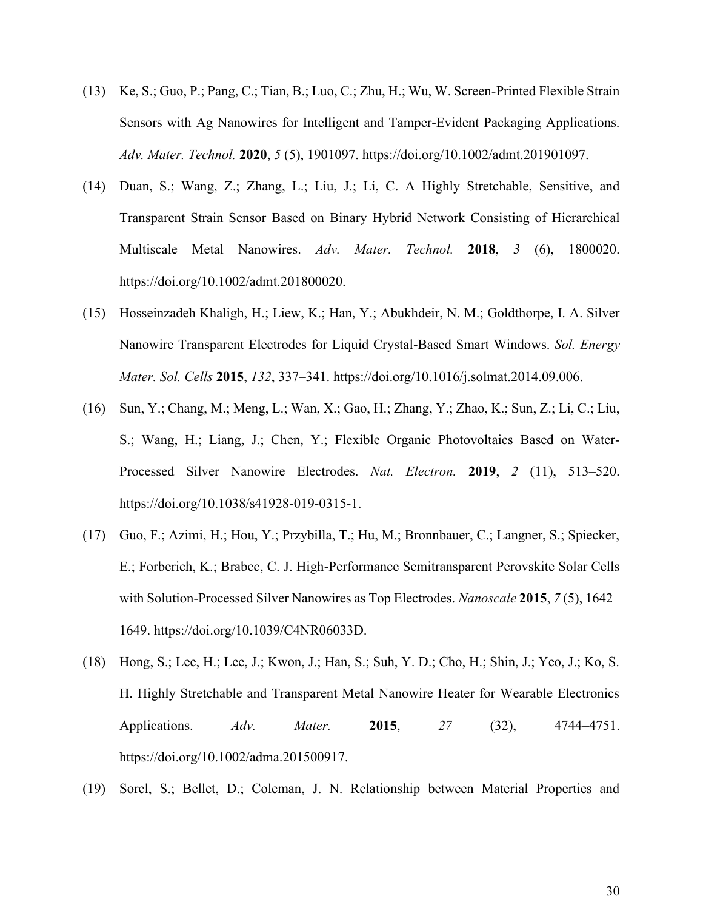(13) Ke, S.; Guo, P.; Pang, C.; Tian, B.; Luo, C.; Zhu, H.; Wu, W. Screen-Printed Flexible Strain Sensors with Ag Nanowires for Intelligent and Tamper-Evident Packaging Applications. *Adv. Mater. Technol.* **2020**, *5* (5), 1901097. https://doi.org/10.1002/admt.201901097.

(14) Duan, S.; Wang, Z.; Zhang, L.; Liu, J.; Li, C. A Highly Stretchable, Sensitive, and Transparent Strain Sensor Based on Binary Hybrid Network Consisting of Hierarchical Multiscale Metal Nanowires. *Adv. Mater. Technol.* **2018**, *3* (6), 1800020. https://doi.org/10.1002/admt.201800020.

(15) Hosseinzadeh Khaligh, H.; Liew, K.; Han, Y.; Abukhdeir, N. M.; Goldthorpe, I. A. Silver Nanowire Transparent Electrodes for Liquid Crystal-Based Smart Windows. *Sol. Energy Mater. Sol. Cells* **2015**, *132*, 337–341. https://doi.org/10.1016/j.solmat.2014.09.006.

(16) Sun, Y.; Chang, M.; Meng, L.; Wan, X.; Gao, H.; Zhang, Y.; Zhao, K.; Sun, Z.; Li, C.; Liu, S.; Wang, H.; Liang, J.; Chen, Y.; Flexible Organic Photovoltaics Based on Water-Processed Silver Nanowire Electrodes. *Nat. Electron.* **2019**, *2* (11), 513–520. https://doi.org/10.1038/s41928-019-0315-1.

(17) Guo, F.; Azimi, H.; Hou, Y.; Przybilla, T.; Hu, M.; Bronnbauer, C.; Langner, S.; Spiecker, E.; Forberich, K.; Brabec, C. J. High-Performance Semitransparent Perovskite Solar Cells with Solution-Processed Silver Nanowires as Top Electrodes. *Nanoscale* **2015**, *7* (5), 1642–1649. https://doi.org/10.1039/C4NR06033D.

(18) Hong, S.; Lee, H.; Lee, J.; Kwon, J.; Han, S.; Suh, Y. D.; Cho, H.; Shin, J.; Yeo, J.; Ko, S. H. Highly Stretchable and Transparent Metal Nanowire Heater for Wearable Electronics Applications. *Adv. Mater.* **2015**, *27* (32), 4744–4751. https://doi.org/10.1002/adma.201500917.

(19) Sorel, S.; Bellet, D.; Coleman, J. N. Relationship between Material Properties and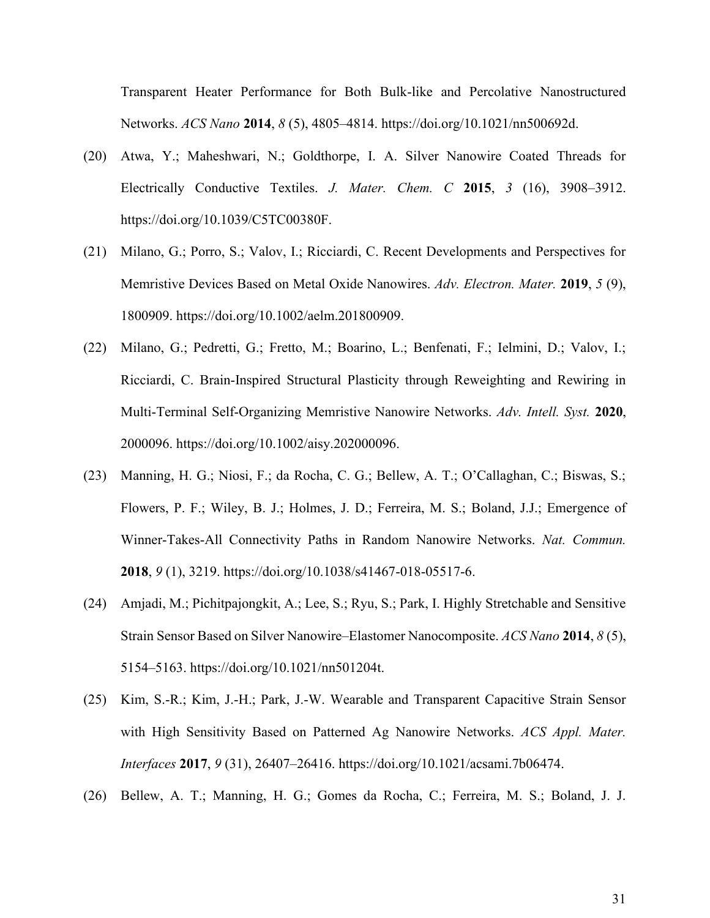Transparent Heater Performance for Both Bulk-like and Percolative Nanostructured Networks. *ACS Nano* **2014**, *8* (5), 4805–4814. https://doi.org/10.1021/nn500692d.

(20) Atwa, Y.; Maheshwari, N.; Goldthorpe, I. A. Silver Nanowire Coated Threads for Electrically Conductive Textiles. *J. Mater. Chem. C* **2015**, *3* (16), 3908–3912. https://doi.org/10.1039/C5TC00380F.

(21) Milano, G.; Porro, S.; Valov, I.; Ricciardi, C. Recent Developments and Perspectives for Memristive Devices Based on Metal Oxide Nanowires. *Adv. Electron. Mater.* **2019**, *5* (9), 1800909. https://doi.org/10.1002/aelm.201800909.

(22) Milano, G.; Pedretti, G.; Fretto, M.; Boarino, L.; Benfenati, F.; Ielmini, D.; Valov, I.; Ricciardi, C. Brain-Inspired Structural Plasticity through Reweighting and Rewiring in Multi-Terminal Self-Organizing Memristive Nanowire Networks. *Adv. Intell. Syst.* **2020**, 2000096. https://doi.org/10.1002/aisy.202000096.

(23) Manning, H. G.; Niosi, F.; da Rocha, C. G.; Bellew, A. T.; O'Callaghan, C.; Biswas, S.; Flowers, P. F.; Wiley, B. J.; Holmes, J. D.; Ferreira, M. S.; Boland, J.J.; Emergence of Winner-Takes-All Connectivity Paths in Random Nanowire Networks. *Nat. Commun.* **2018**, *9* (1), 3219. https://doi.org/10.1038/s41467-018-05517-6.

(24) Amjadi, M.; Pichitpajongkit, A.; Lee, S.; Ryu, S.; Park, I. Highly Stretchable and Sensitive Strain Sensor Based on Silver Nanowire–Elastomer Nanocomposite. *ACS Nano* **2014**, *8* (5), 5154–5163. https://doi.org/10.1021/nn501204t.

(25) Kim, S.-R.; Kim, J.-H.; Park, J.-W. Wearable and Transparent Capacitive Strain Sensor with High Sensitivity Based on Patterned Ag Nanowire Networks. *ACS Appl. Mater. Interfaces* **2017**, *9* (31), 26407–26416. https://doi.org/10.1021/acsami.7b06474.

(26) Bellew, A. T.; Manning, H. G.; Gomes da Rocha, C.; Ferreira, M. S.; Boland, J. J.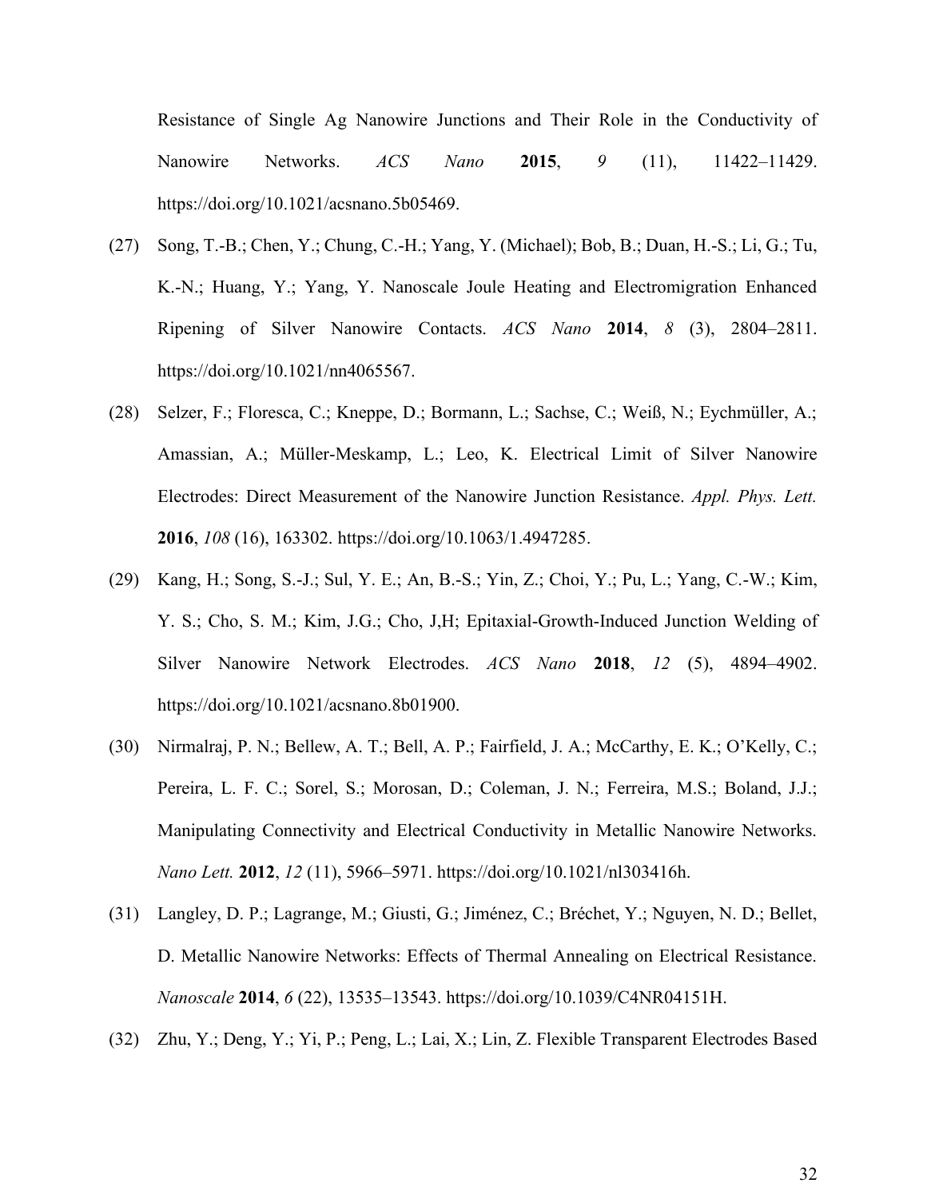Resistance of Single Ag Nanowire Junctions and Their Role in the Conductivity of Nanowire Networks. *ACS Nano* **2015**, *9* (11), 11422–11429. https://doi.org/10.1021/acsnano.5b05469.

(27) Song, T.-B.; Chen, Y.; Chung, C.-H.; Yang, Y. (Michael); Bob, B.; Duan, H.-S.; Li, G.; Tu, K.-N.; Huang, Y.; Yang, Y. Nanoscale Joule Heating and Electromigration Enhanced Ripening of Silver Nanowire Contacts. *ACS Nano* **2014**, *8* (3), 2804–2811. https://doi.org/10.1021/nn4065567.

(28) Selzer, F.; Floresca, C.; Kneppe, D.; Bormann, L.; Sachse, C.; Weiß, N.; Eychmüller, A.; Amassian, A.; Müller-Meskamp, L.; Leo, K. Electrical Limit of Silver Nanowire Electrodes: Direct Measurement of the Nanowire Junction Resistance. *Appl. Phys. Lett.* **2016**, *108* (16), 163302. https://doi.org/10.1063/1.4947285.

(29) Kang, H.; Song, S.-J.; Sul, Y. E.; An, B.-S.; Yin, Z.; Choi, Y.; Pu, L.; Yang, C.-W.; Kim, Y. S.; Cho, S. M.; Kim, J.G.; Cho, J,H; Epitaxial-Growth-Induced Junction Welding of Silver Nanowire Network Electrodes. *ACS Nano* **2018**, *12* (5), 4894–4902. https://doi.org/10.1021/acsnano.8b01900.

(30) Nirmalraj, P. N.; Bellew, A. T.; Bell, A. P.; Fairfield, J. A.; McCarthy, E. K.; O'Kelly, C.; Pereira, L. F. C.; Sorel, S.; Morosan, D.; Coleman, J. N.; Ferreira, M.S.; Boland, J.J.; Manipulating Connectivity and Electrical Conductivity in Metallic Nanowire Networks. *Nano Lett.* **2012**, *12* (11), 5966–5971. https://doi.org/10.1021/nl303416h.

(31) Langley, D. P.; Lagrange, M.; Giusti, G.; Jiménez, C.; Bréchet, Y.; Nguyen, N. D.; Bellet, D. Metallic Nanowire Networks: Effects of Thermal Annealing on Electrical Resistance. *Nanoscale* **2014**, *6* (22), 13535–13543. https://doi.org/10.1039/C4NR04151H.

(32) Zhu, Y.; Deng, Y.; Yi, P.; Peng, L.; Lai, X.; Lin, Z. Flexible Transparent Electrodes Based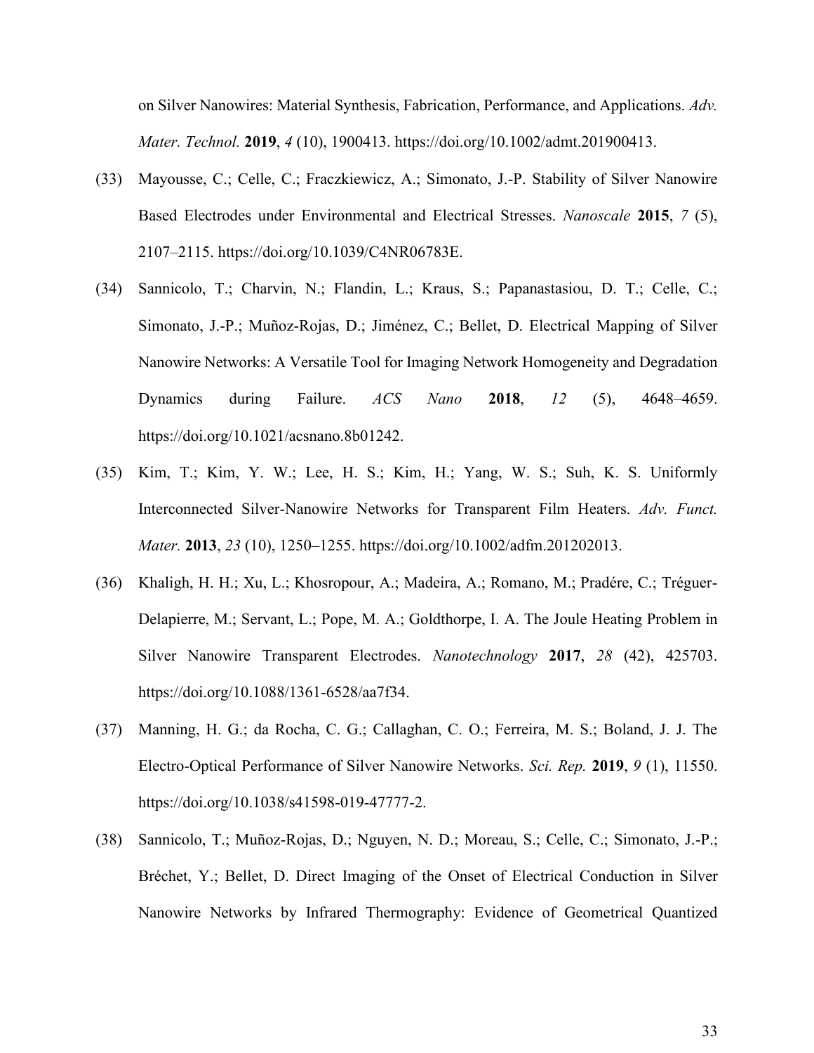on Silver Nanowires: Material Synthesis, Fabrication, Performance, and Applications. *Adv. Mater. Technol.* **2019**, *4* (10), 1900413. https://doi.org/10.1002/admt.201900413.

(33) Mayousse, C.; Celle, C.; Fraczkiewicz, A.; Simonato, J.-P. Stability of Silver Nanowire Based Electrodes under Environmental and Electrical Stresses. *Nanoscale* **2015**, *7* (5), 2107–2115. https://doi.org/10.1039/C4NR06783E.

(34) Sannicolo, T.; Charvin, N.; Flandin, L.; Kraus, S.; Papanastasiou, D. T.; Celle, C.; Simonato, J.-P.; Muñoz-Rojas, D.; Jiménez, C.; Bellet, D. Electrical Mapping of Silver Nanowire Networks: A Versatile Tool for Imaging Network Homogeneity and Degradation Dynamics during Failure. *ACS Nano* **2018**, *12* (5), 4648–4659. https://doi.org/10.1021/acsnano.8b01242.

(35) Kim, T.; Kim, Y. W.; Lee, H. S.; Kim, H.; Yang, W. S.; Suh, K. S. Uniformly Interconnected Silver-Nanowire Networks for Transparent Film Heaters. *Adv. Funct. Mater.* **2013**, *23* (10), 1250–1255. https://doi.org/10.1002/adfm.201202013.

(36) Khaligh, H. H.; Xu, L.; Khosropour, A.; Madeira, A.; Romano, M.; Pradére, C.; Tréguer-Delapierre, M.; Servant, L.; Pope, M. A.; Goldthorpe, I. A. The Joule Heating Problem in Silver Nanowire Transparent Electrodes. *Nanotechnology* **2017**, *28* (42), 425703. https://doi.org/10.1088/1361-6528/aa7f34.

(37) Manning, H. G.; da Rocha, C. G.; Callaghan, C. O.; Ferreira, M. S.; Boland, J. J. The Electro-Optical Performance of Silver Nanowire Networks. *Sci. Rep.* **2019**, *9* (1), 11550. https://doi.org/10.1038/s41598-019-47777-2.

(38) Sannicolo, T.; Muñoz-Rojas, D.; Nguyen, N. D.; Moreau, S.; Celle, C.; Simonato, J.-P.; Bréchet, Y.; Bellet, D. Direct Imaging of the Onset of Electrical Conduction in Silver Nanowire Networks by Infrared Thermography: Evidence of Geometrical Quantized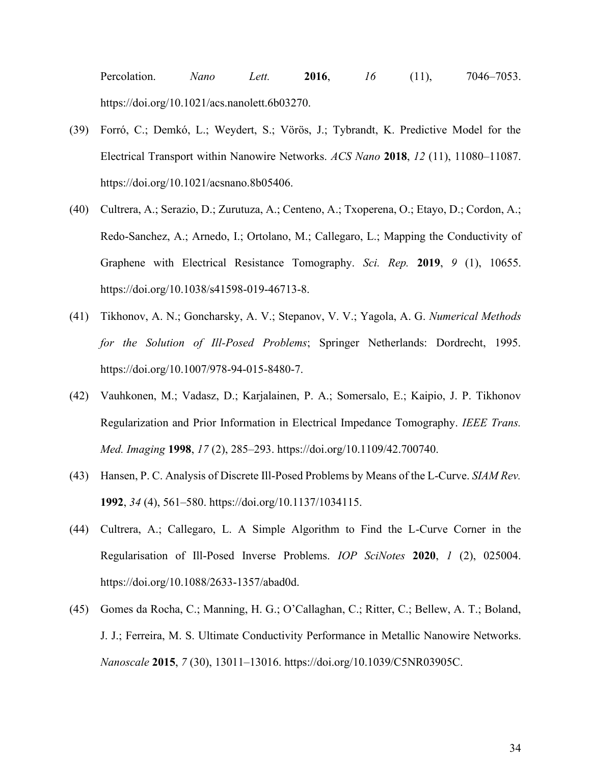Percolation. *Nano Lett.* **2016**, *16* (11), 7046–7053. https://doi.org/10.1021/acs.nanolett.6b03270.

(39) Forró, C.; Demkó, L.; Weydert, S.; Vörös, J.; Tybrandt, K. Predictive Model for the Electrical Transport within Nanowire Networks. *ACS Nano* **2018**, *12* (11), 11080–11087. https://doi.org/10.1021/acsnano.8b05406.

(40) Cultrera, A.; Serazio, D.; Zurutuza, A.; Centeno, A.; Txoperena, O.; Etayo, D.; Cordon, A.; Redo-Sanchez, A.; Arnedo, I.; Ortolano, M.; Callegaro, L.; Mapping the Conductivity of Graphene with Electrical Resistance Tomography. *Sci. Rep.* **2019**, *9* (1), 10655. https://doi.org/10.1038/s41598-019-46713-8.

(41) Tikhonov, A. N.; Goncharsky, A. V.; Stepanov, V. V.; Yagola, A. G. *Numerical Methods for the Solution of Ill-Posed Problems*; Springer Netherlands: Dordrecht, 1995. https://doi.org/10.1007/978-94-015-8480-7.

(42) Vauhkonen, M.; Vadasz, D.; Karjalainen, P. A.; Somersalo, E.; Kaipio, J. P. Tikhonov Regularization and Prior Information in Electrical Impedance Tomography. *IEEE Trans. Med. Imaging* **1998**, *17* (2), 285–293. https://doi.org/10.1109/42.700740.

(43) Hansen, P. C. Analysis of Discrete Ill-Posed Problems by Means of the L-Curve. *SIAM Rev.* **1992**, *34* (4), 561–580. https://doi.org/10.1137/1034115.

(44) Cultrera, A.; Callegaro, L. A Simple Algorithm to Find the L-Curve Corner in the Regularisation of Ill-Posed Inverse Problems. *IOP SciNotes* **2020**, *1* (2), 025004. https://doi.org/10.1088/2633-1357/abad0d.

(45) Gomes da Rocha, C.; Manning, H. G.; O'Callaghan, C.; Ritter, C.; Bellew, A. T.; Boland, J. J.; Ferreira, M. S. Ultimate Conductivity Performance in Metallic Nanowire Networks. *Nanoscale* **2015**, *7* (30), 13011–13016. https://doi.org/10.1039/C5NR03905C.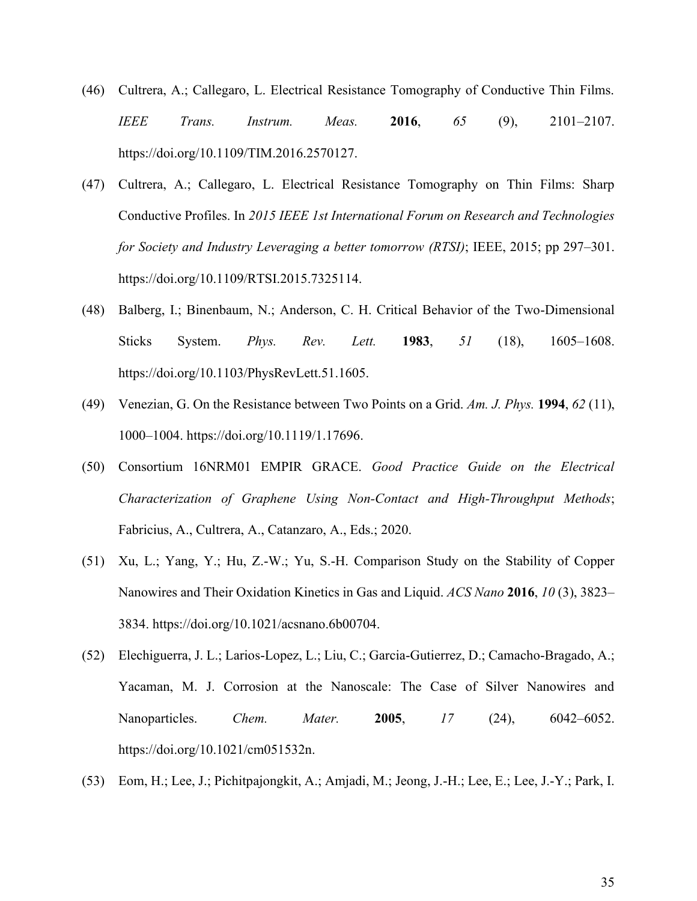(46) Cultrera, A.; Callegaro, L. Electrical Resistance Tomography of Conductive Thin Films. *IEEE Trans. Instrum. Meas.* **2016**, *65* (9), 2101–2107. https://doi.org/10.1109/TIM.2016.2570127.

(47) Cultrera, A.; Callegaro, L. Electrical Resistance Tomography on Thin Films: Sharp Conductive Profiles. In *2015 IEEE 1st International Forum on Research and Technologies for Society and Industry Leveraging a better tomorrow (RTSI)*; IEEE, 2015; pp 297–301. https://doi.org/10.1109/RTSI.2015.7325114.

(48) Balberg, I.; Binenbaum, N.; Anderson, C. H. Critical Behavior of the Two-Dimensional Sticks System. *Phys. Rev. Lett.* **1983**, *51* (18), 1605–1608. https://doi.org/10.1103/PhysRevLett.51.1605.

(49) Venezian, G. On the Resistance between Two Points on a Grid. *Am. J. Phys.* **1994**, *62* (11), 1000–1004. https://doi.org/10.1119/1.17696.

(50) Consortium 16NRM01 EMPIR GRACE. *Good Practice Guide on the Electrical Characterization of Graphene Using Non-Contact and High-Throughput Methods*; Fabricius, A., Cultrera, A., Catanzaro, A., Eds.; 2020.

(51) Xu, L.; Yang, Y.; Hu, Z.-W.; Yu, S.-H. Comparison Study on the Stability of Copper Nanowires and Their Oxidation Kinetics in Gas and Liquid. *ACS Nano* **2016**, *10* (3), 3823–3834. https://doi.org/10.1021/acsnano.6b00704.

(52) Elechiguerra, J. L.; Larios-Lopez, L.; Liu, C.; Garcia-Gutierrez, D.; Camacho-Bragado, A.; Yacaman, M. J. Corrosion at the Nanoscale: The Case of Silver Nanowires and Nanoparticles. *Chem. Mater.* **2005**, *17* (24), 6042–6052. https://doi.org/10.1021/cm051532n.

(53) Eom, H.; Lee, J.; Pichitpajongkit, A.; Amjadi, M.; Jeong, J.-H.; Lee, E.; Lee, J.-Y.; Park, I.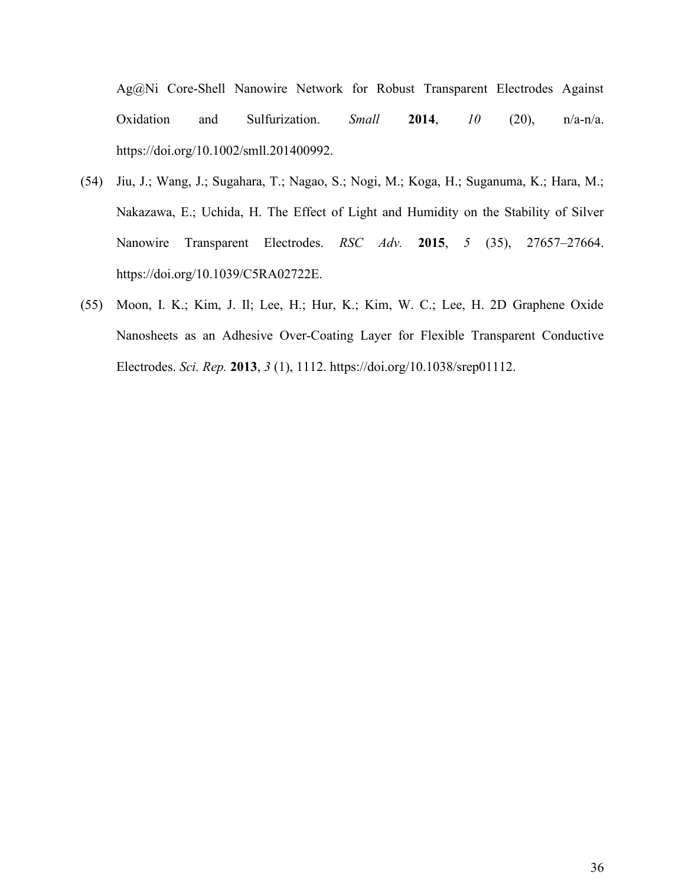Ag@Ni Core-Shell Nanowire Network for Robust Transparent Electrodes Against Oxidation and Sulfurization. *Small* **2014**, *10* (20), n/a-n/a. https://doi.org/10.1002/smll.201400992.

(54) Jiu, J.; Wang, J.; Sugahara, T.; Nagao, S.; Nogi, M.; Koga, H.; Suganuma, K.; Hara, M.; Nakazawa, E.; Uchida, H. The Effect of Light and Humidity on the Stability of Silver Nanowire Transparent Electrodes. *RSC Adv.* **2015**, *5* (35), 27657–27664. https://doi.org/10.1039/C5RA02722E.

(55) Moon, I. K.; Kim, J. Il; Lee, H.; Hur, K.; Kim, W. C.; Lee, H. 2D Graphene Oxide Nanosheets as an Adhesive Over-Coating Layer for Flexible Transparent Conductive Electrodes. *Sci. Rep.* **2013**, *3* (1), 1112. https://doi.org/10.1038/srep01112.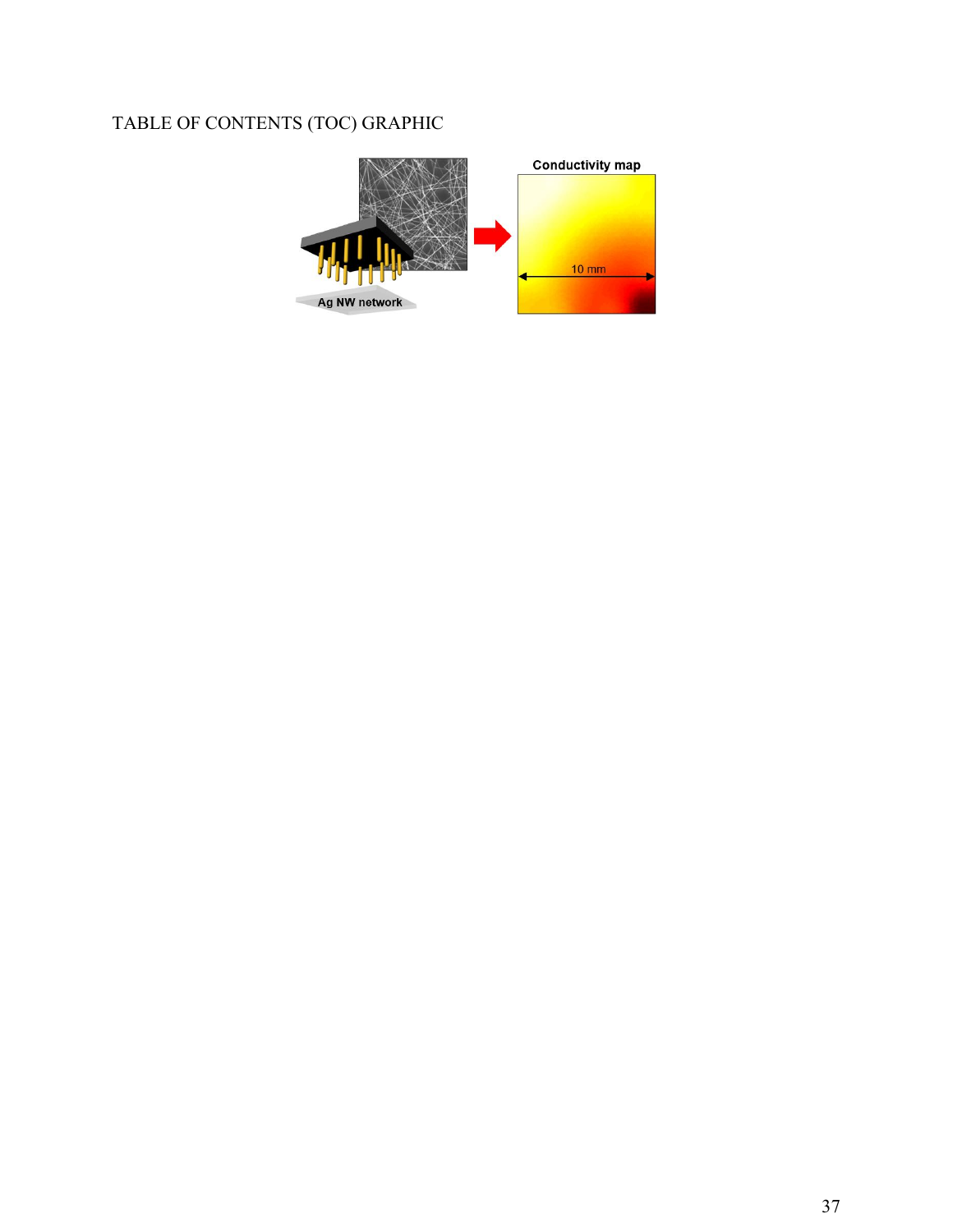TABLE OF CONTENTS (TOC) GRAPHIC

Conductivity map

10 mm

Ag NW network